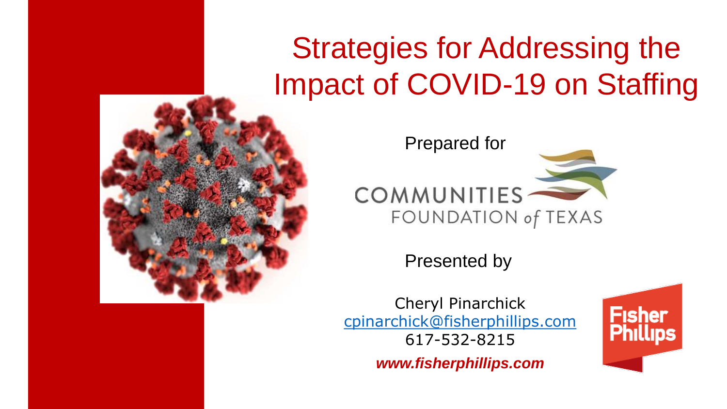# Strategies for Addressing the Impact of COVID-19 on Staffing

Prepared for

COMMUNITIES FOUNDATION *of* TEXAS

Presented by

Cheryl Pinarchick
cpinarchick@fisherphillips.com
617-532-8215

***www.fisherphillips.com***

Fisher Phillips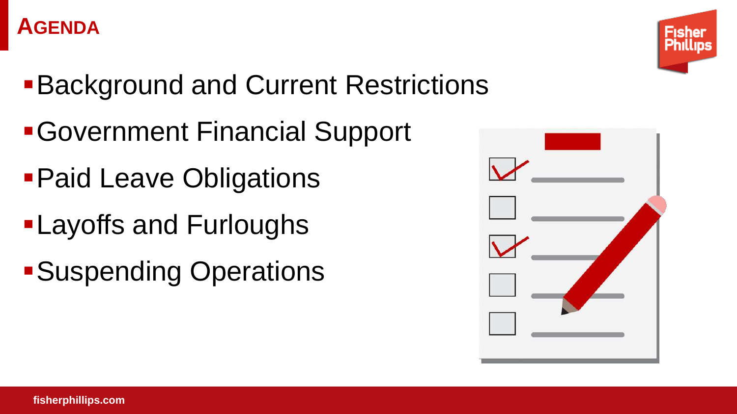# Agenda

- Background and Current Restrictions
- Government Financial Support
- Paid Leave Obligations
- Layoffs and Furloughs
- Suspending Operations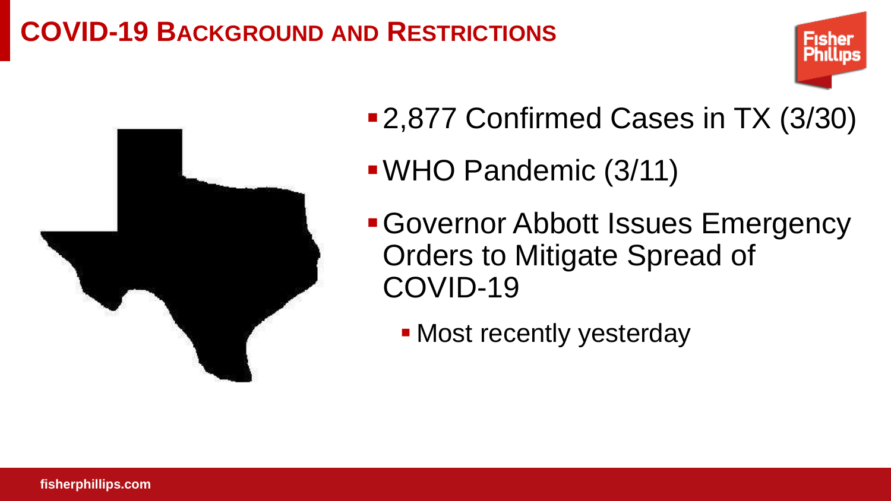# COVID-19 Background and Restrictions

- 2,877 Confirmed Cases in TX (3/30)
- WHO Pandemic (3/11)
- Governor Abbott Issues Emergency Orders to Mitigate Spread of COVID-19
  - Most recently yesterday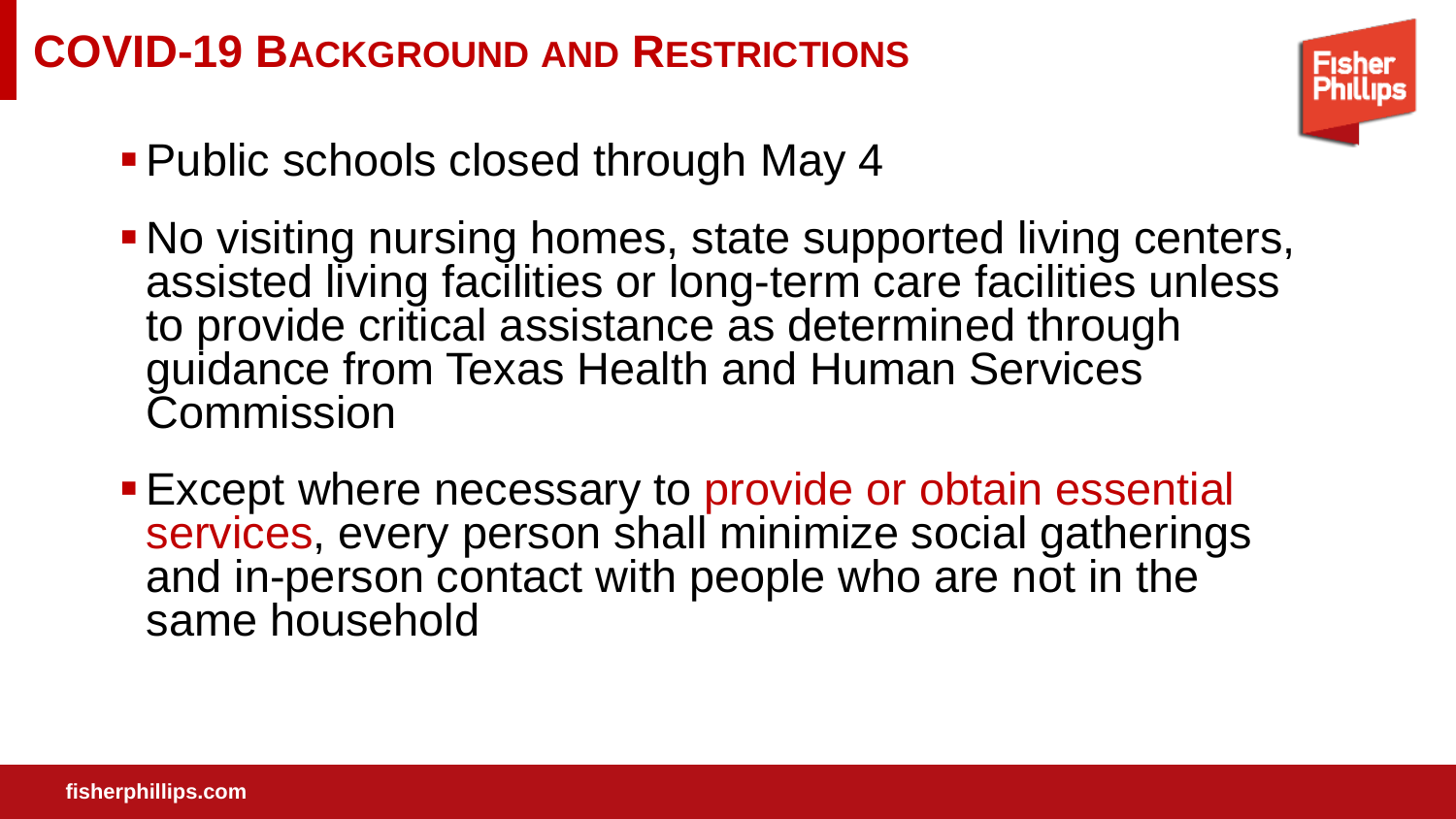# COVID-19 Background and Restrictions

- Public schools closed through May 4
- No visiting nursing homes, state supported living centers, assisted living facilities or long-term care facilities unless to provide critical assistance as determined through guidance from Texas Health and Human Services Commission
- Except where necessary to provide or obtain essential services, every person shall minimize social gatherings and in-person contact with people who are not in the same household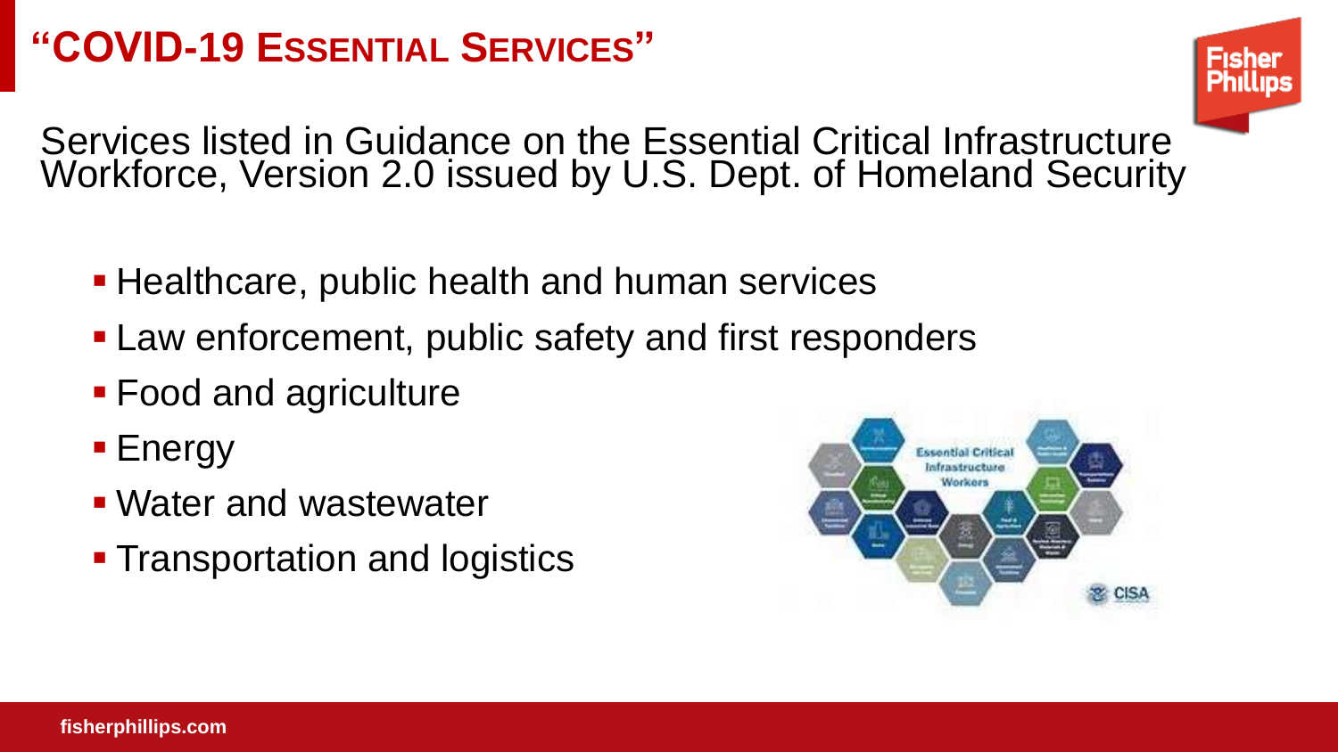# "COVID-19 ESSENTIAL SERVICES"

Services listed in Guidance on the Essential Critical Infrastructure Workforce, Version 2.0 issued by U.S. Dept. of Homeland Security

- Healthcare, public health and human services
- Law enforcement, public safety and first responders
- Food and agriculture
- Energy
- Water and wastewater
- Transportation and logistics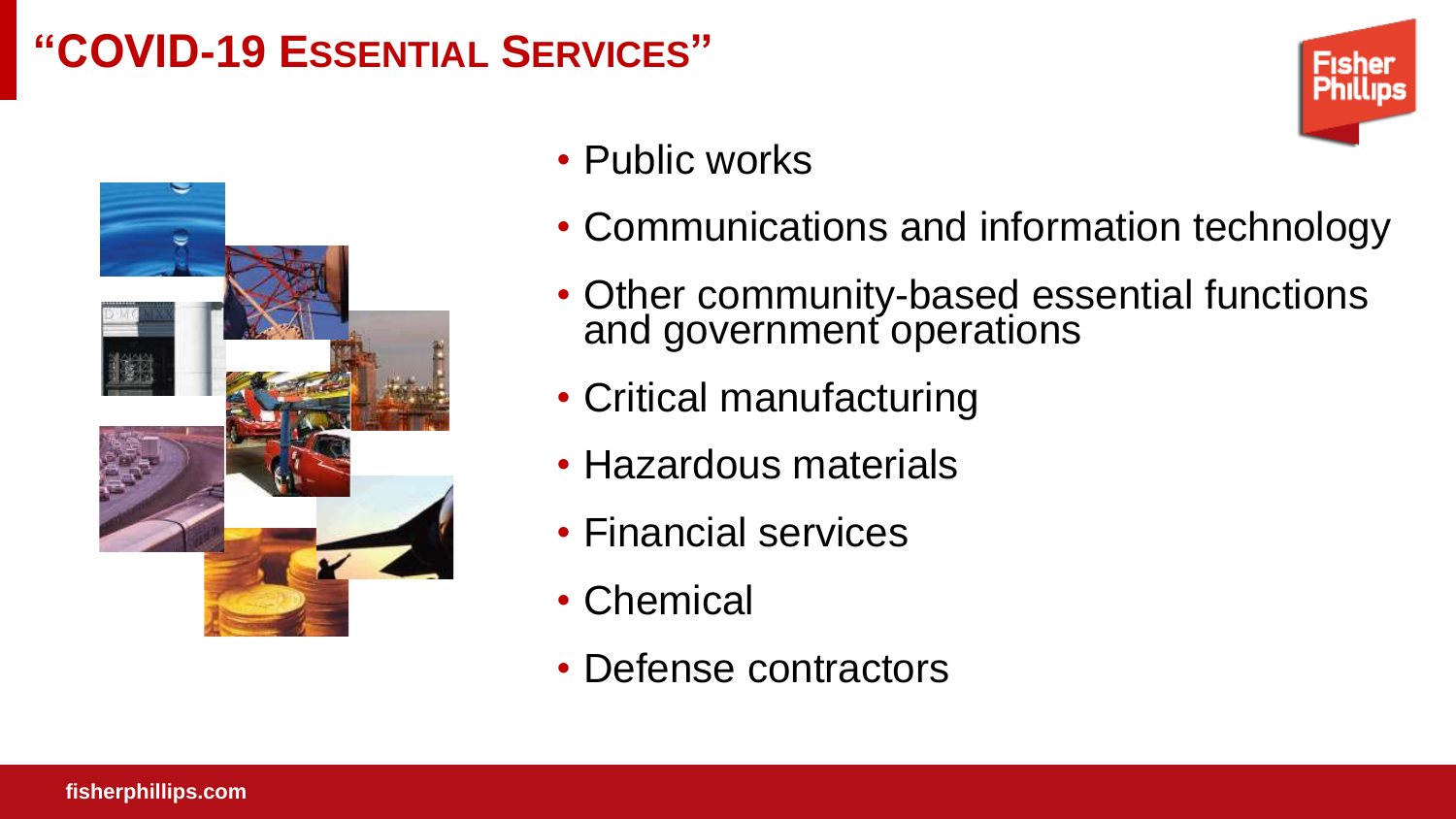# "COVID-19 Essential Services"

- Public works
- Communications and information technology
- Other community-based essential functions and government operations
- Critical manufacturing
- Hazardous materials
- Financial services
- Chemical
- Defense contractors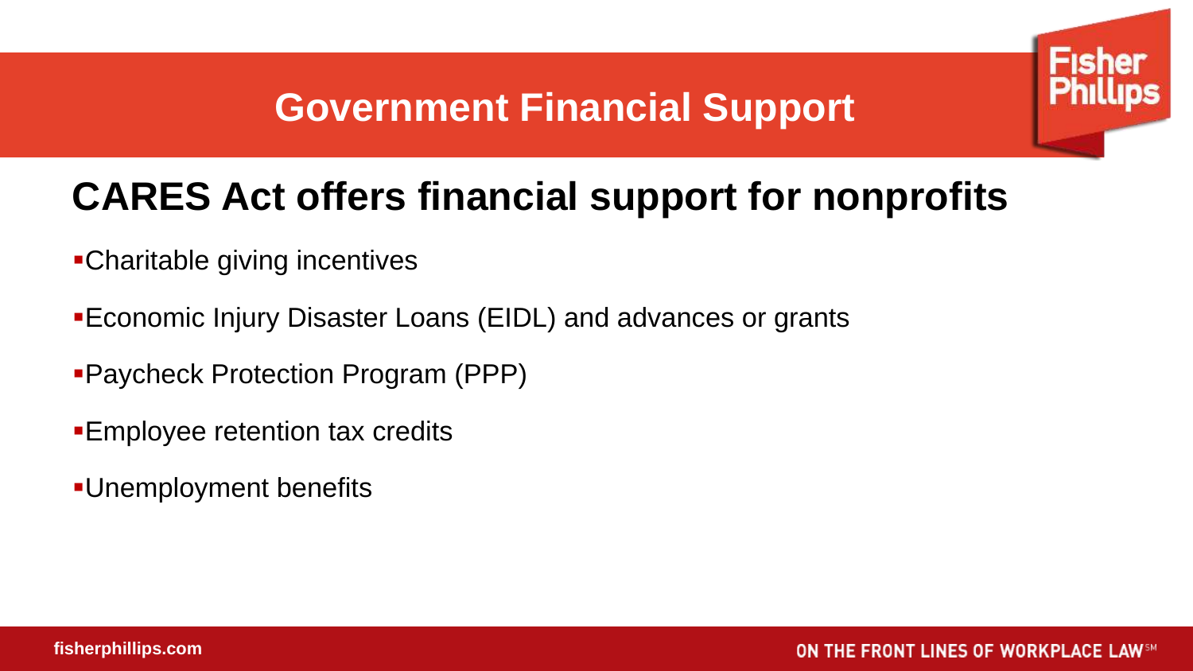# Government Financial Support

## CARES Act offers financial support for nonprofits

- Charitable giving incentives
- Economic Injury Disaster Loans (EIDL) and advances or grants
- Paycheck Protection Program (PPP)
- Employee retention tax credits
- Unemployment benefits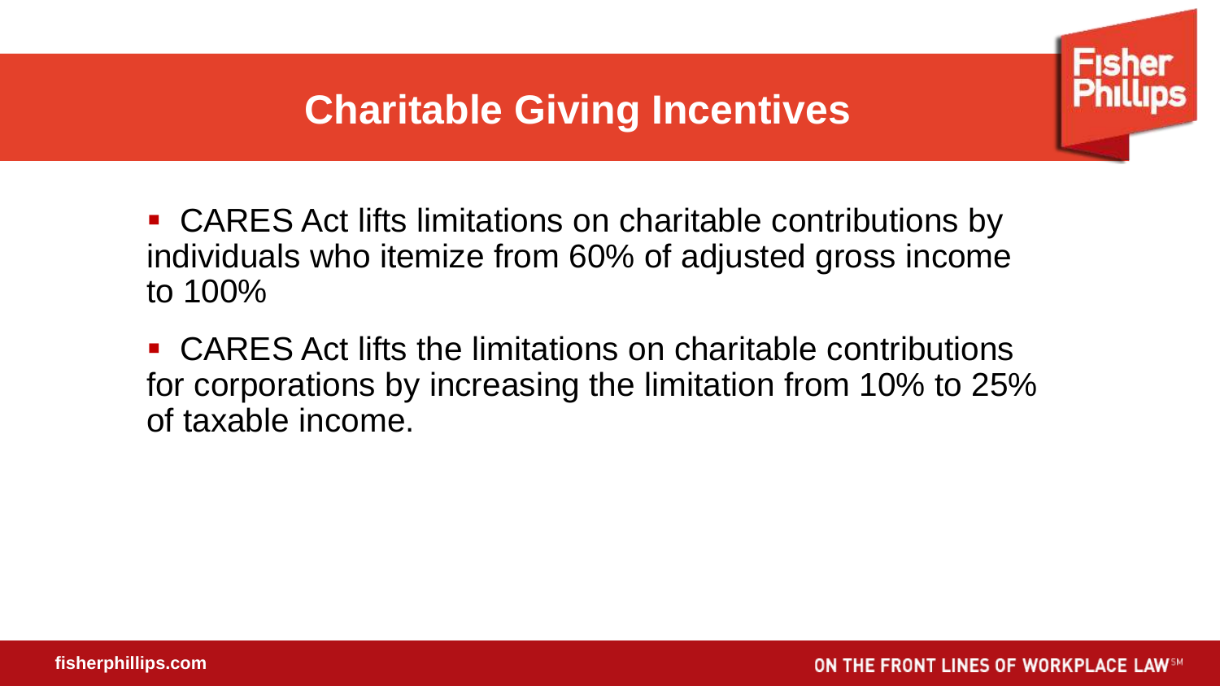# Charitable Giving Incentives

- CARES Act lifts limitations on charitable contributions by individuals who itemize from 60% of adjusted gross income to 100%
- CARES Act lifts the limitations on charitable contributions for corporations by increasing the limitation from 10% to 25% of taxable income.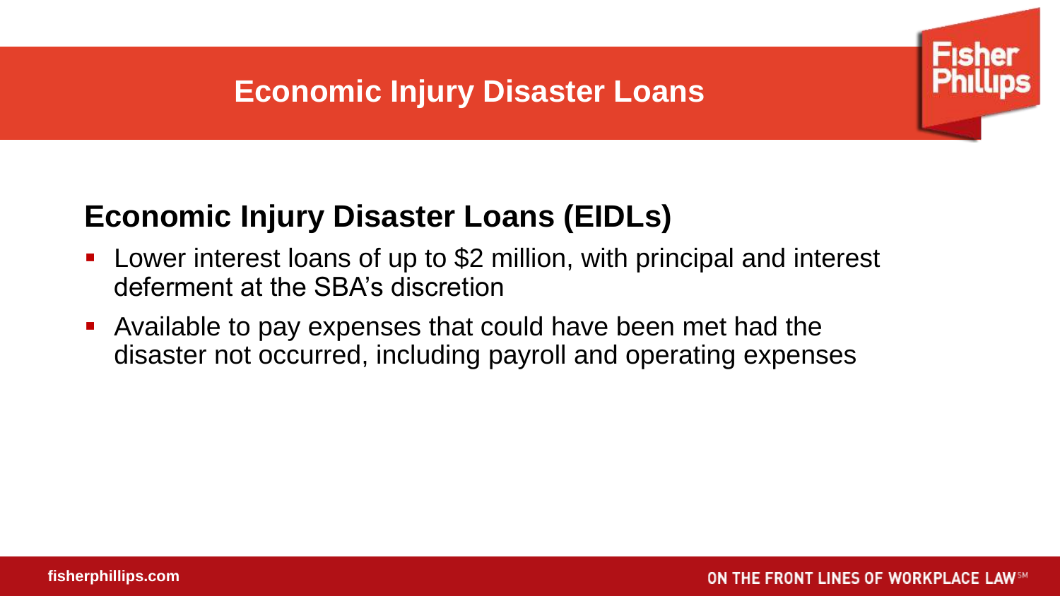# Economic Injury Disaster Loans

## Economic Injury Disaster Loans (EIDLs)

- Lower interest loans of up to $2 million, with principal and interest deferment at the SBA's discretion
- Available to pay expenses that could have been met had the disaster not occurred, including payroll and operating expenses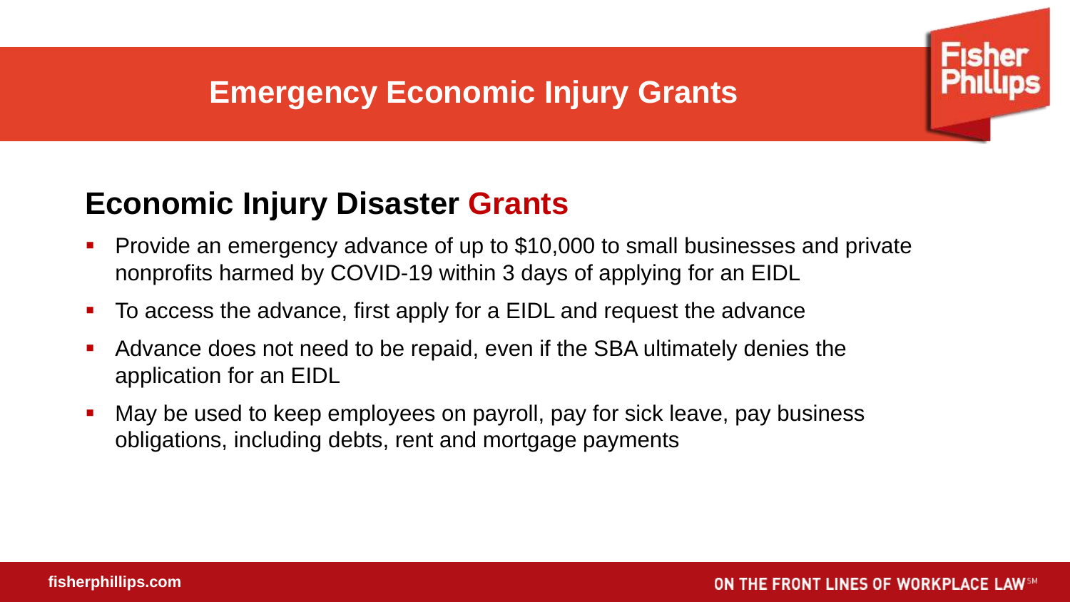# Emergency Economic Injury Grants

## Economic Injury Disaster Grants

- Provide an emergency advance of up to $10,000 to small businesses and private nonprofits harmed by COVID-19 within 3 days of applying for an EIDL
- To access the advance, first apply for a EIDL and request the advance
- Advance does not need to be repaid, even if the SBA ultimately denies the application for an EIDL
- May be used to keep employees on payroll, pay for sick leave, pay business obligations, including debts, rent and mortgage payments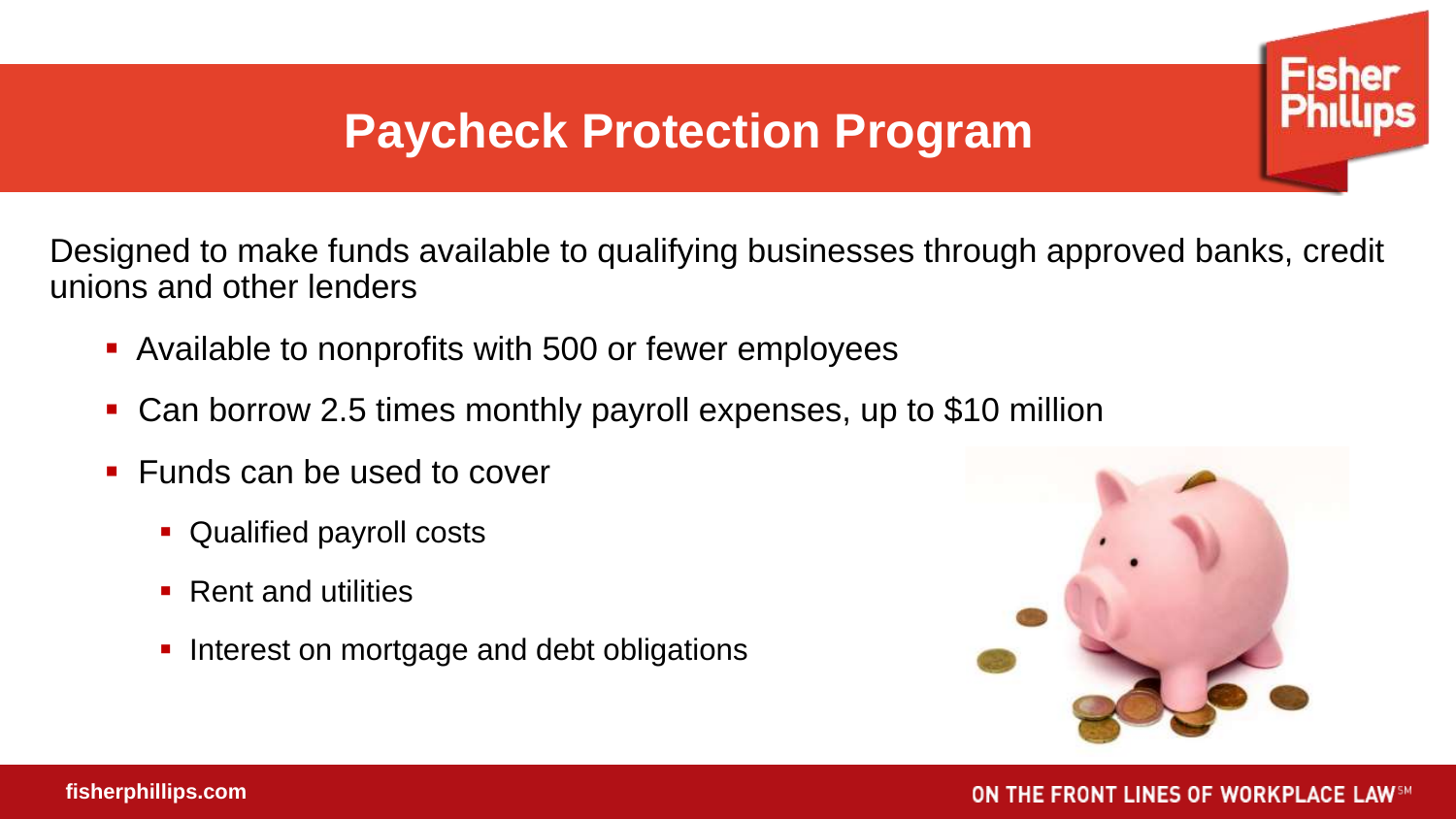# Paycheck Protection Program

Designed to make funds available to qualifying businesses through approved banks, credit unions and other lenders

- Available to nonprofits with 500 or fewer employees
- Can borrow 2.5 times monthly payroll expenses, up to $10 million
- Funds can be used to cover
  - Qualified payroll costs
  - Rent and utilities
  - Interest on mortgage and debt obligations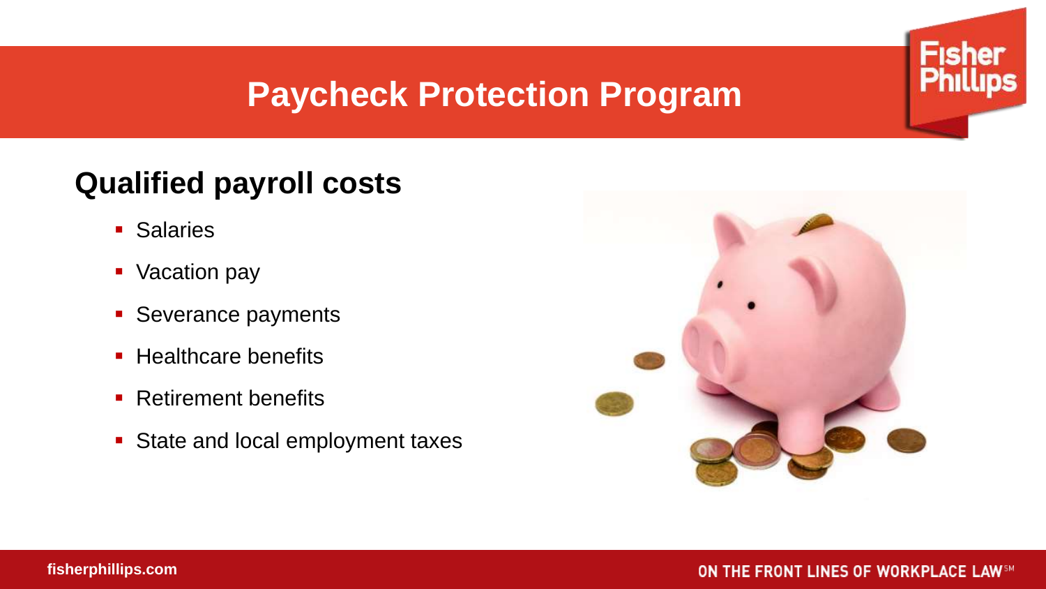# Paycheck Protection Program

## Qualified payroll costs

- Salaries
- Vacation pay
- Severance payments
- Healthcare benefits
- Retirement benefits
- State and local employment taxes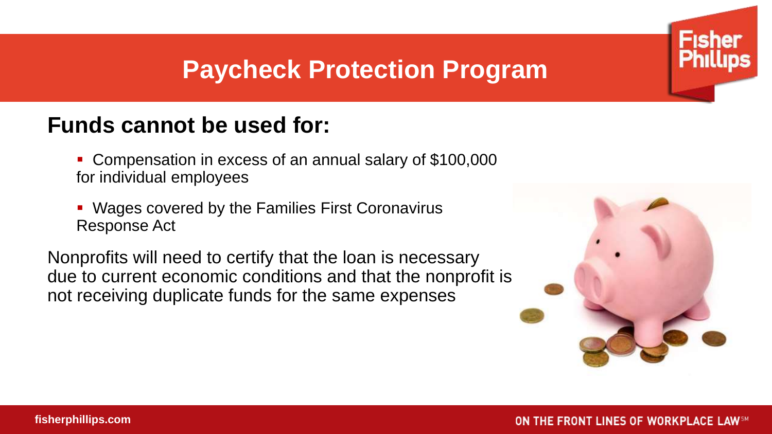# Paycheck Protection Program

## Funds cannot be used for:

- Compensation in excess of an annual salary of $100,000 for individual employees
- Wages covered by the Families First Coronavirus Response Act

Nonprofits will need to certify that the loan is necessary due to current economic conditions and that the nonprofit is not receiving duplicate funds for the same expenses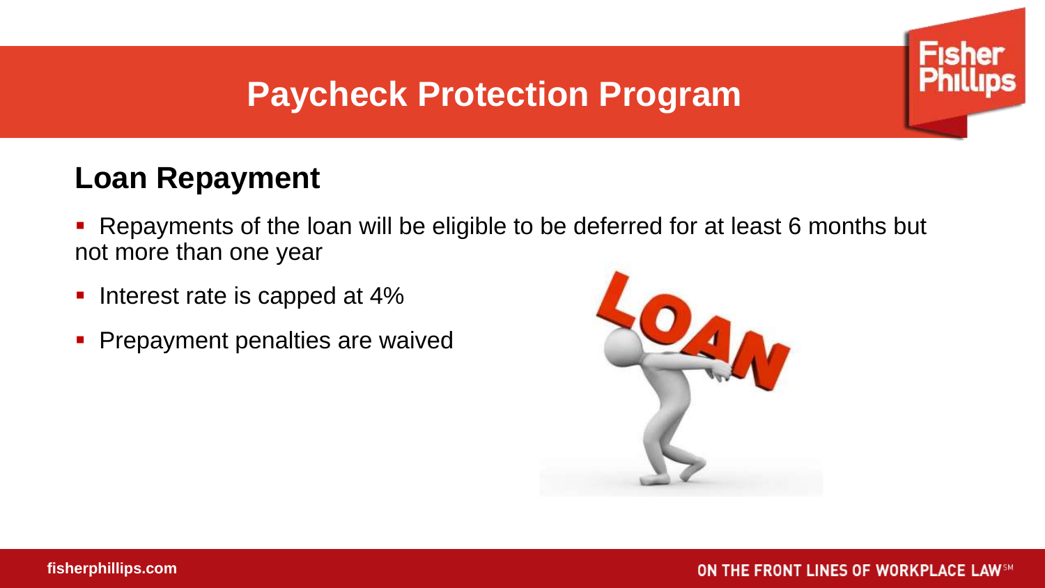# Paycheck Protection Program

## Loan Repayment

- Repayments of the loan will be eligible to be deferred for at least 6 months but not more than one year
- Interest rate is capped at 4%
- Prepayment penalties are waived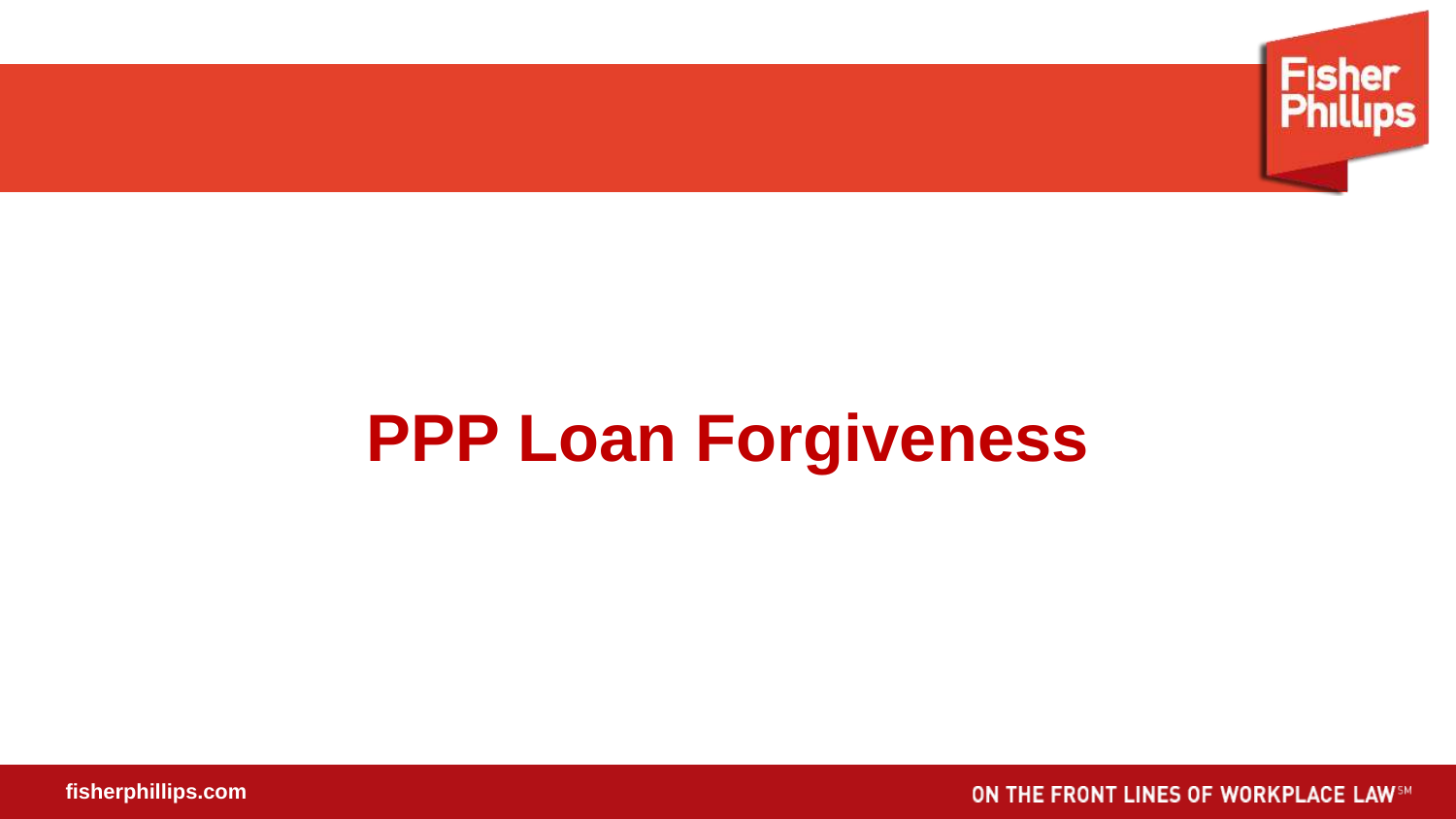# PPP Loan Forgiveness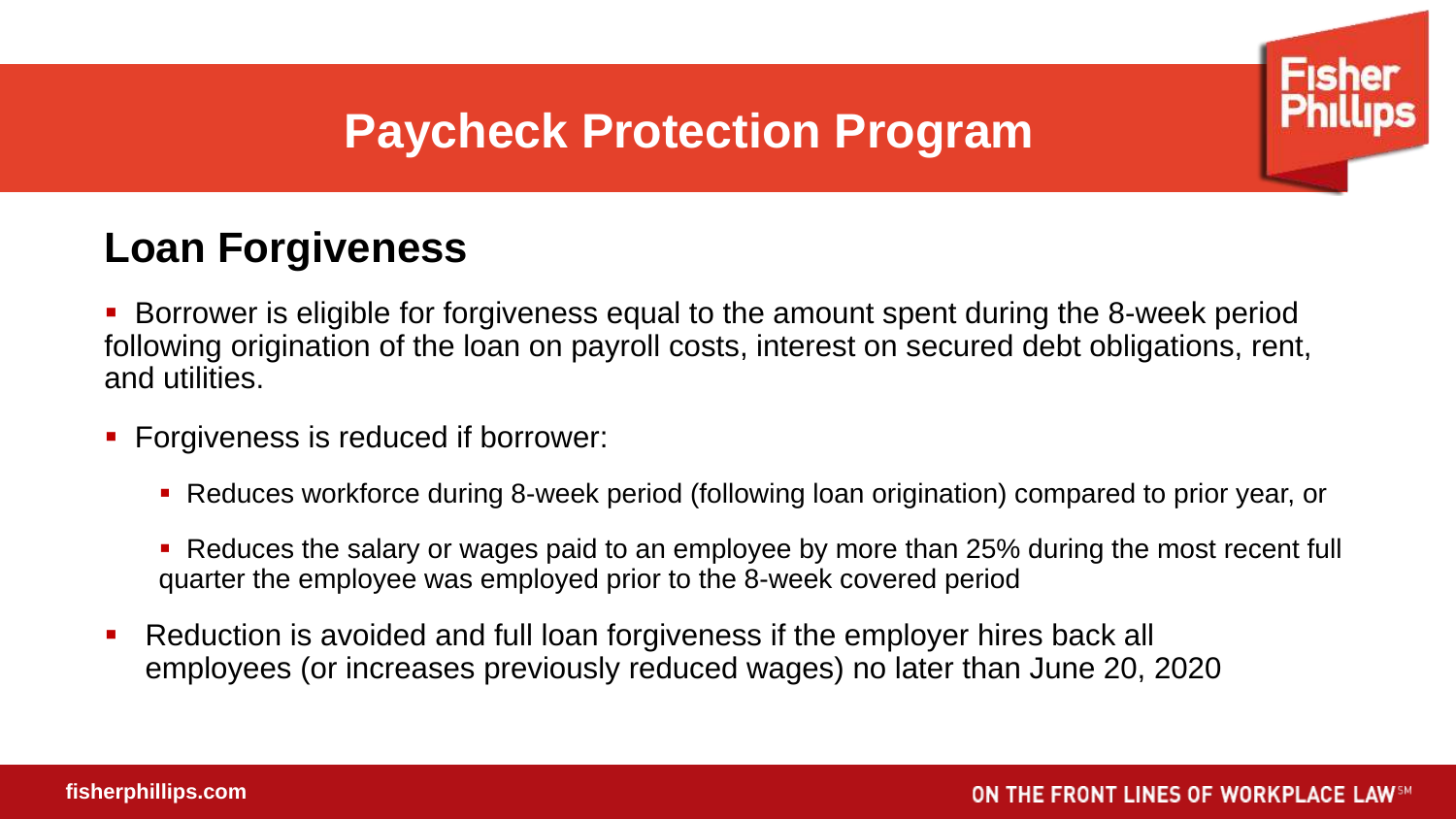# Paycheck Protection Program

## Loan Forgiveness

- Borrower is eligible for forgiveness equal to the amount spent during the 8-week period following origination of the loan on payroll costs, interest on secured debt obligations, rent, and utilities.
- Forgiveness is reduced if borrower:
  - Reduces workforce during 8-week period (following loan origination) compared to prior year, or
  - Reduces the salary or wages paid to an employee by more than 25% during the most recent full quarter the employee was employed prior to the 8-week covered period
- Reduction is avoided and full loan forgiveness if the employer hires back all employees (or increases previously reduced wages) no later than June 20, 2020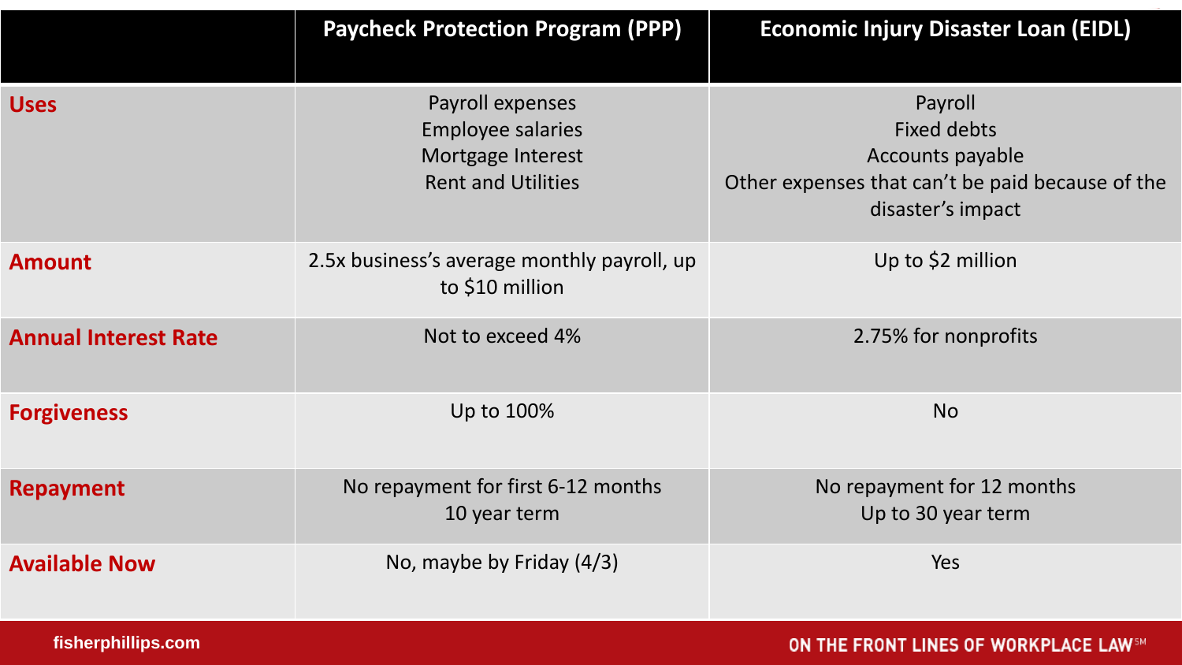| | Paycheck Protection Program (PPP) | Economic Injury Disaster Loan (EIDL) |
|---|---|---|
| **Uses** | Payroll expenses<br>Employee salaries<br>Mortgage Interest<br>Rent and Utilities | Payroll<br>Fixed debts<br>Accounts payable<br>Other expenses that can't be paid because of the disaster's impact |
| **Amount** | 2.5x business's average monthly payroll, up to $10 million | Up to $2 million |
| **Annual Interest Rate** | Not to exceed 4% | 2.75% for nonprofits |
| **Forgiveness** | Up to 100% | No |
| **Repayment** | No repayment for first 6-12 months<br>10 year term | No repayment for 12 months<br>Up to 30 year term |
| **Available Now** | No, maybe by Friday (4/3) | Yes |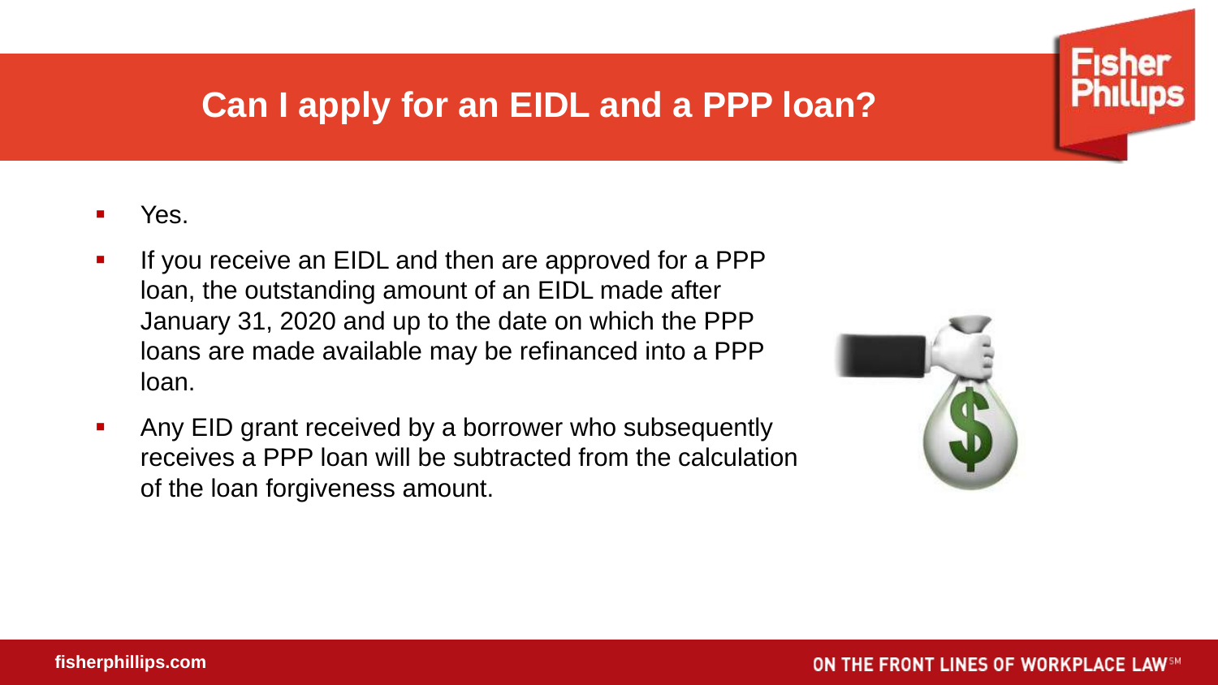# Can I apply for an EIDL and a PPP loan?

- Yes.
- If you receive an EIDL and then are approved for a PPP loan, the outstanding amount of an EIDL made after January 31, 2020 and up to the date on which the PPP loans are made available may be refinanced into a PPP loan.
- Any EID grant received by a borrower who subsequently receives a PPP loan will be subtracted from the calculation of the loan forgiveness amount.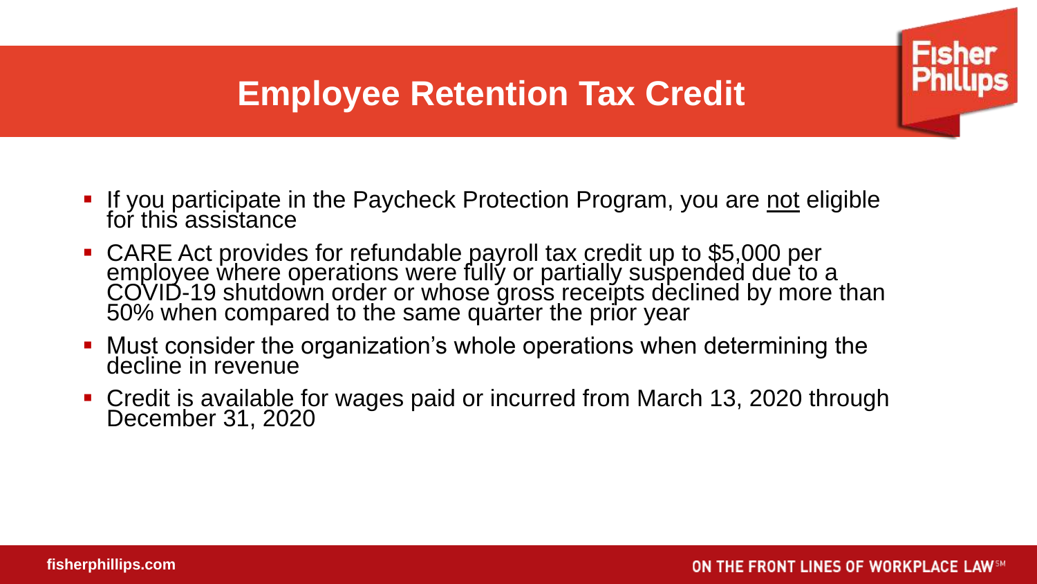# Employee Retention Tax Credit

- If you participate in the Paycheck Protection Program, you are <u>not</u> eligible for this assistance
- CARE Act provides for refundable payroll tax credit up to $5,000 per employee where operations were fully or partially suspended due to a COVID-19 shutdown order or whose gross receipts declined by more than 50% when compared to the same quarter the prior year
- Must consider the organization's whole operations when determining the decline in revenue
- Credit is available for wages paid or incurred from March 13, 2020 through December 31, 2020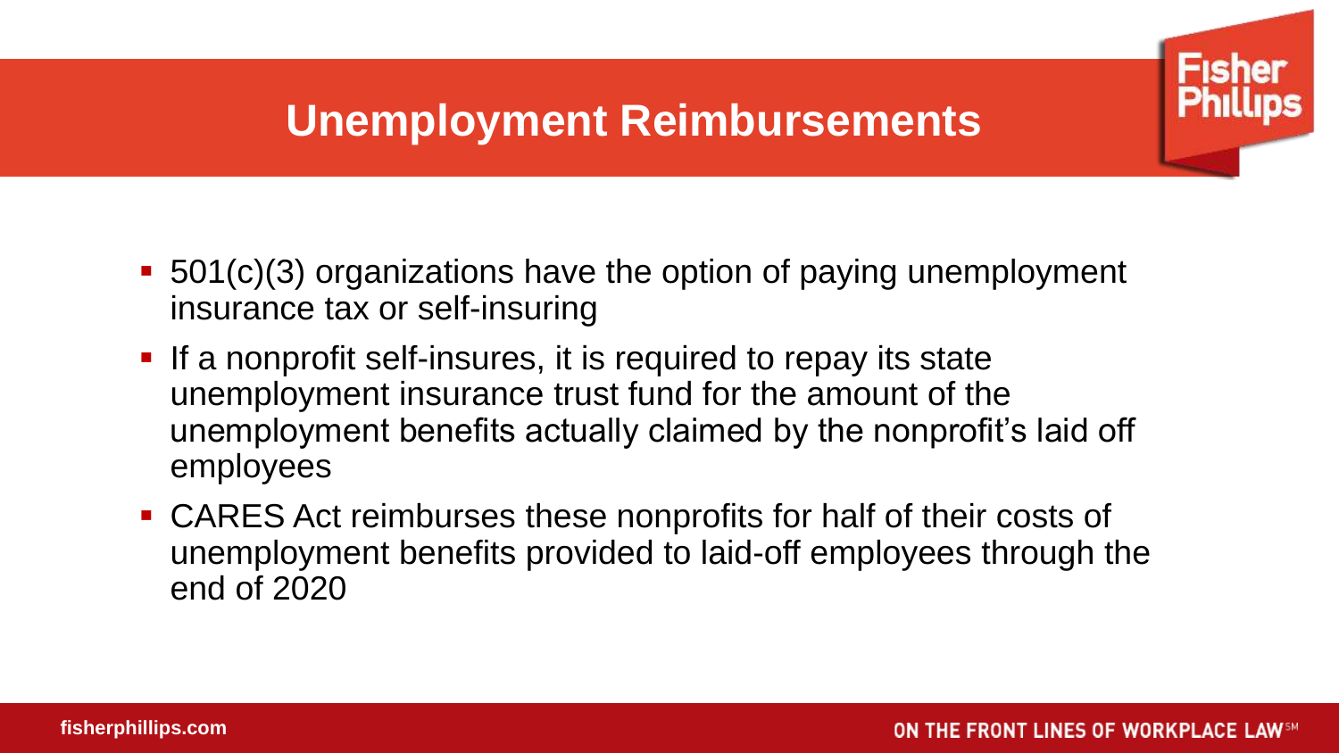# Unemployment Reimbursements

- 501(c)(3) organizations have the option of paying unemployment insurance tax or self-insuring
- If a nonprofit self-insures, it is required to repay its state unemployment insurance trust fund for the amount of the unemployment benefits actually claimed by the nonprofit's laid off employees
- CARES Act reimburses these nonprofits for half of their costs of unemployment benefits provided to laid-off employees through the end of 2020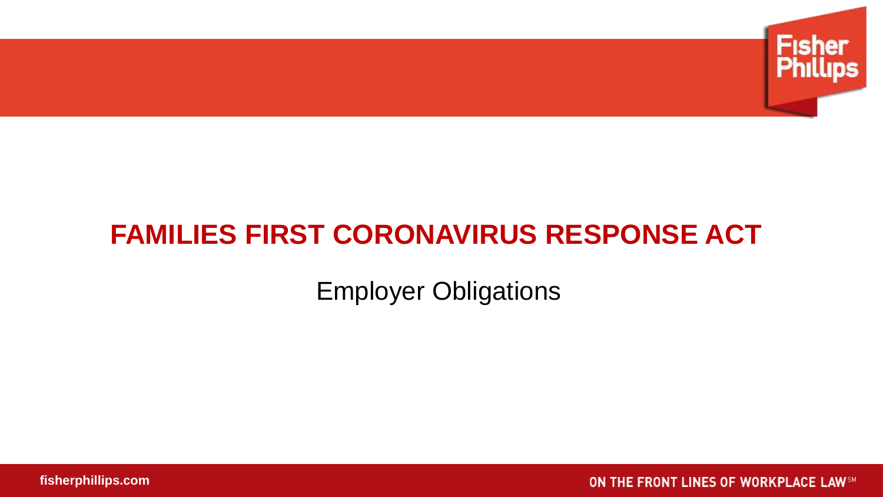# FAMILIES FIRST CORONAVIRUS RESPONSE ACT

## Employer Obligations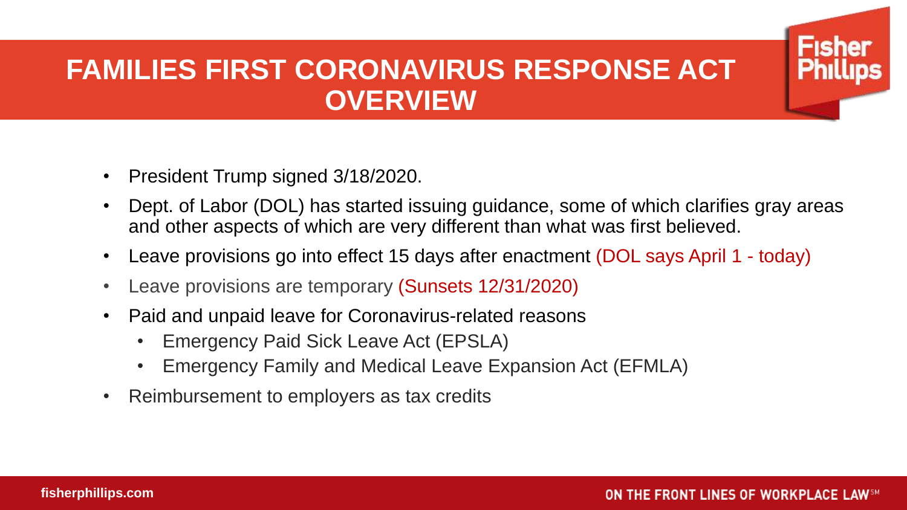# FAMILIES FIRST CORONAVIRUS RESPONSE ACT OVERVIEW

- President Trump signed 3/18/2020.
- Dept. of Labor (DOL) has started issuing guidance, some of which clarifies gray areas and other aspects of which are very different than what was first believed.
- Leave provisions go into effect 15 days after enactment (DOL says April 1 - today)
- Leave provisions are temporary (Sunsets 12/31/2020)
- Paid and unpaid leave for Coronavirus-related reasons
  - Emergency Paid Sick Leave Act (EPSLA)
  - Emergency Family and Medical Leave Expansion Act (EFMLA)
- Reimbursement to employers as tax credits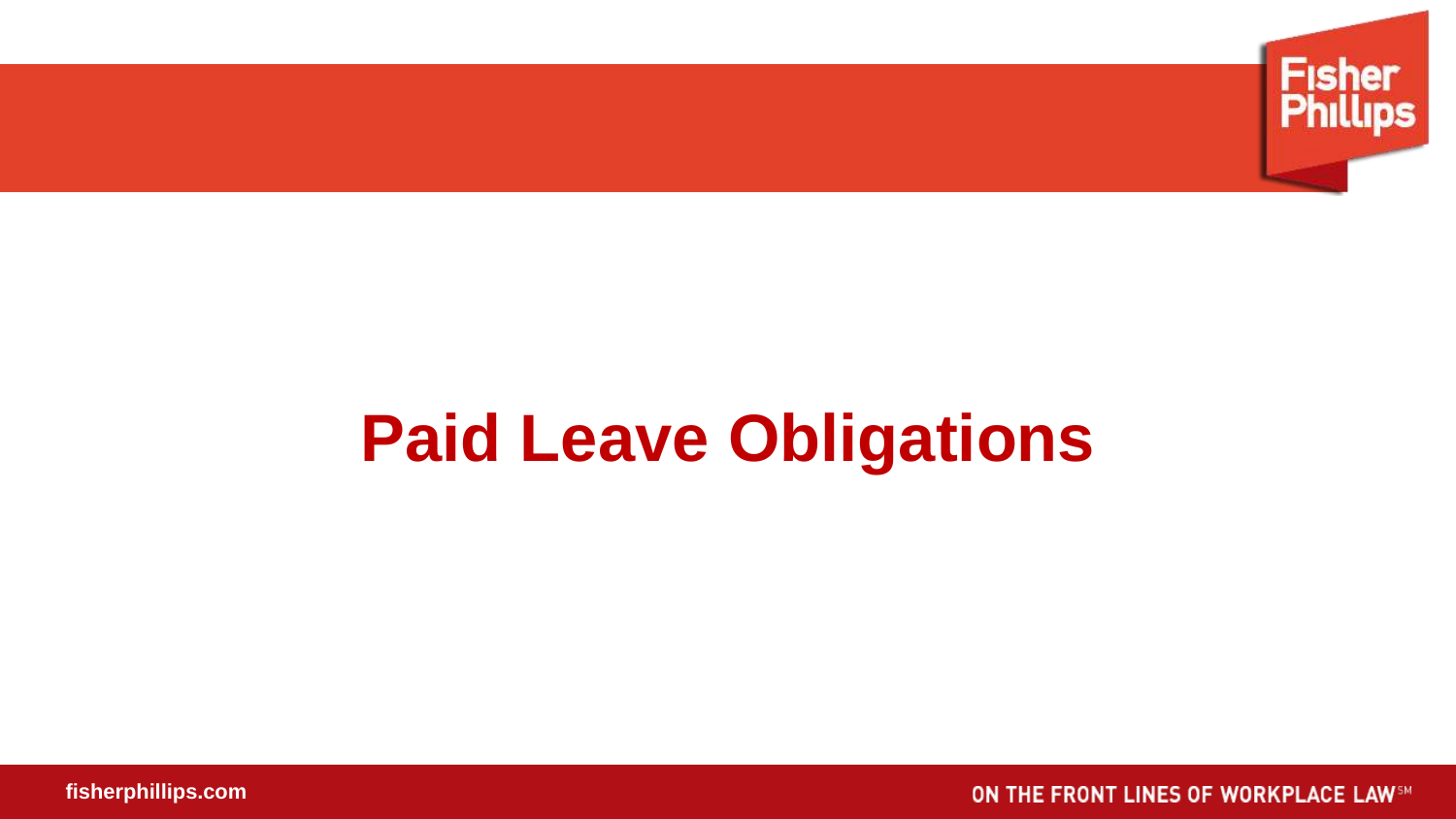# Paid Leave Obligations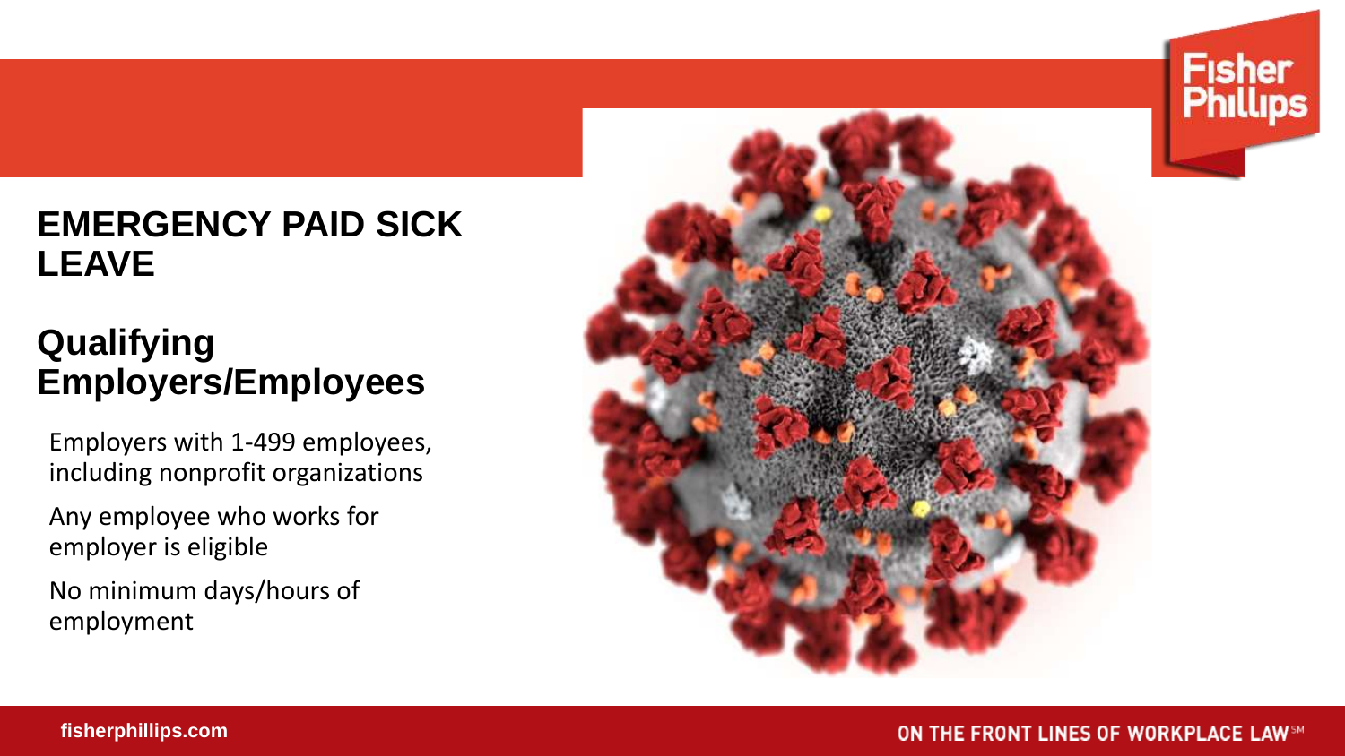# EMERGENCY PAID SICK LEAVE

## Qualifying Employers/Employees

- Employers with 1-499 employees, including nonprofit organizations
- Any employee who works for employer is eligible
- No minimum days/hours of employment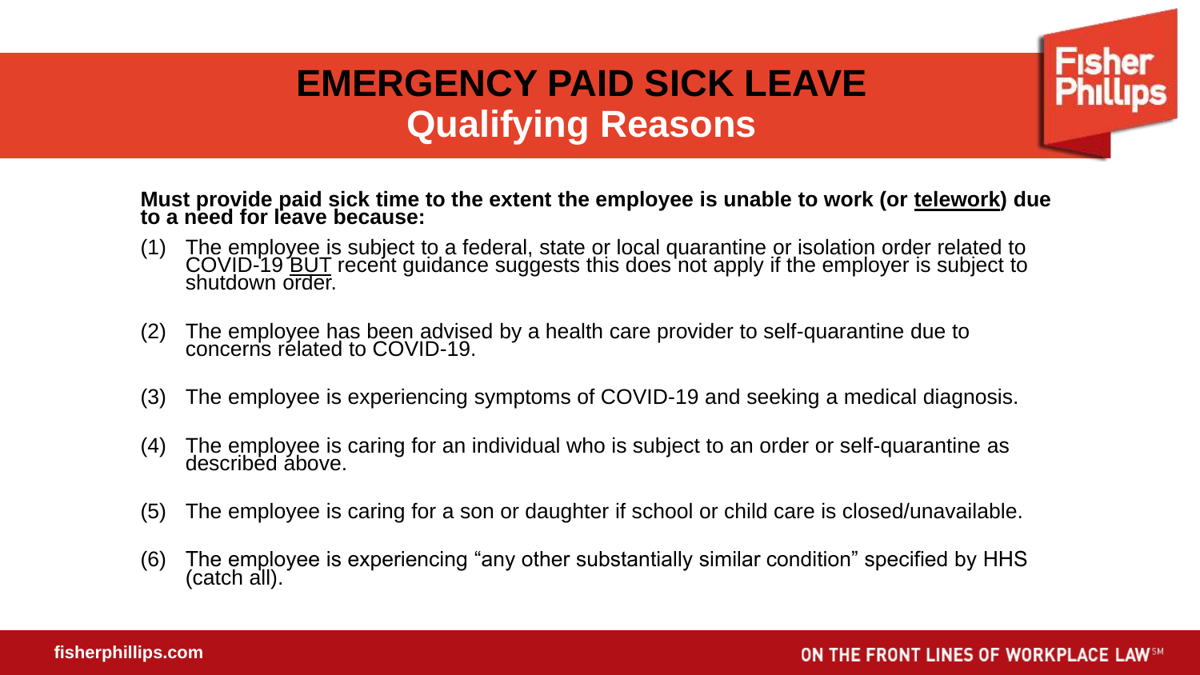# EMERGENCY PAID SICK LEAVE
## Qualifying Reasons

**Must provide paid sick time to the extent the employee is unable to work (or <u>telework</u>) due to a need for leave because:**

(1) The employee is subject to a federal, state or local quarantine or isolation order related to COVID-19 <u>BUT</u> recent guidance suggests this does not apply if the employer is subject to shutdown order.

(2) The employee has been advised by a health care provider to self-quarantine due to concerns related to COVID-19.

(3) The employee is experiencing symptoms of COVID-19 and seeking a medical diagnosis.

(4) The employee is caring for an individual who is subject to an order or self-quarantine as described above.

(5) The employee is caring for a son or daughter if school or child care is closed/unavailable.

(6) The employee is experiencing "any other substantially similar condition" specified by HHS (catch all).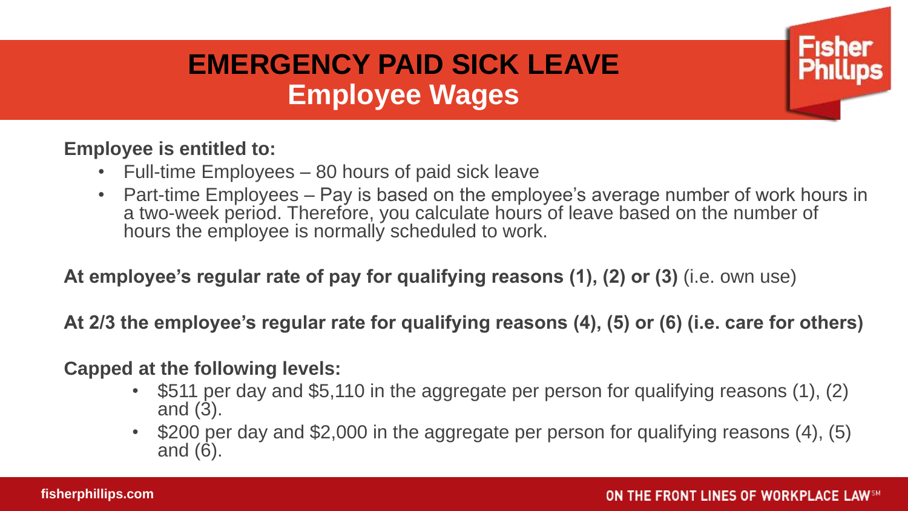# EMERGENCY PAID SICK LEAVE

## Employee Wages

**Employee is entitled to:**

- Full-time Employees – 80 hours of paid sick leave
- Part-time Employees – Pay is based on the employee's average number of work hours in a two-week period. Therefore, you calculate hours of leave based on the number of hours the employee is normally scheduled to work.

**At employee's regular rate of pay for qualifying reasons (1), (2) or (3)** (i.e. own use)

**At 2/3 the employee's regular rate for qualifying reasons (4), (5) or (6) (i.e. care for others)**

**Capped at the following levels:**

- $511 per day and $5,110 in the aggregate per person for qualifying reasons (1), (2) and (3).
- $200 per day and $2,000 in the aggregate per person for qualifying reasons (4), (5) and (6).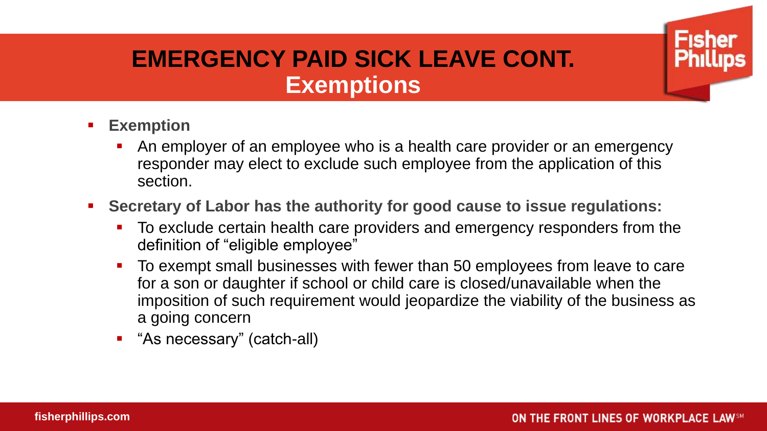# EMERGENCY PAID SICK LEAVE CONT.
## Exemptions

- **Exemption**
  - An employer of an employee who is a health care provider or an emergency responder may elect to exclude such employee from the application of this section.
- **Secretary of Labor has the authority for good cause to issue regulations:**
  - To exclude certain health care providers and emergency responders from the definition of "eligible employee"
  - To exempt small businesses with fewer than 50 employees from leave to care for a son or daughter if school or child care is closed/unavailable when the imposition of such requirement would jeopardize the viability of the business as a going concern
  - "As necessary" (catch-all)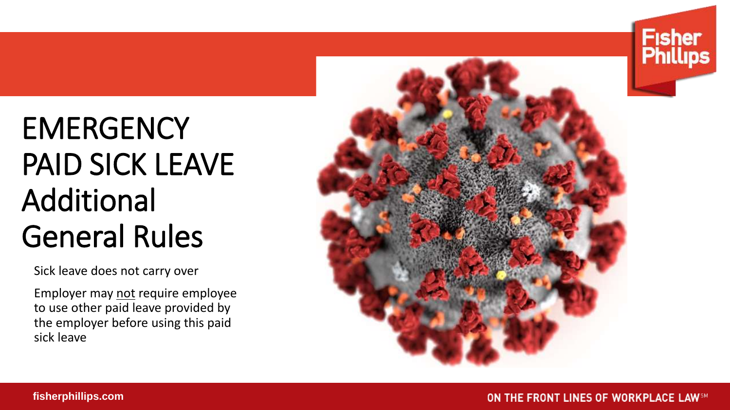# EMERGENCY PAID SICK LEAVE Additional General Rules

Sick leave does not carry over

Employer may not require employee to use other paid leave provided by the employer before using this paid sick leave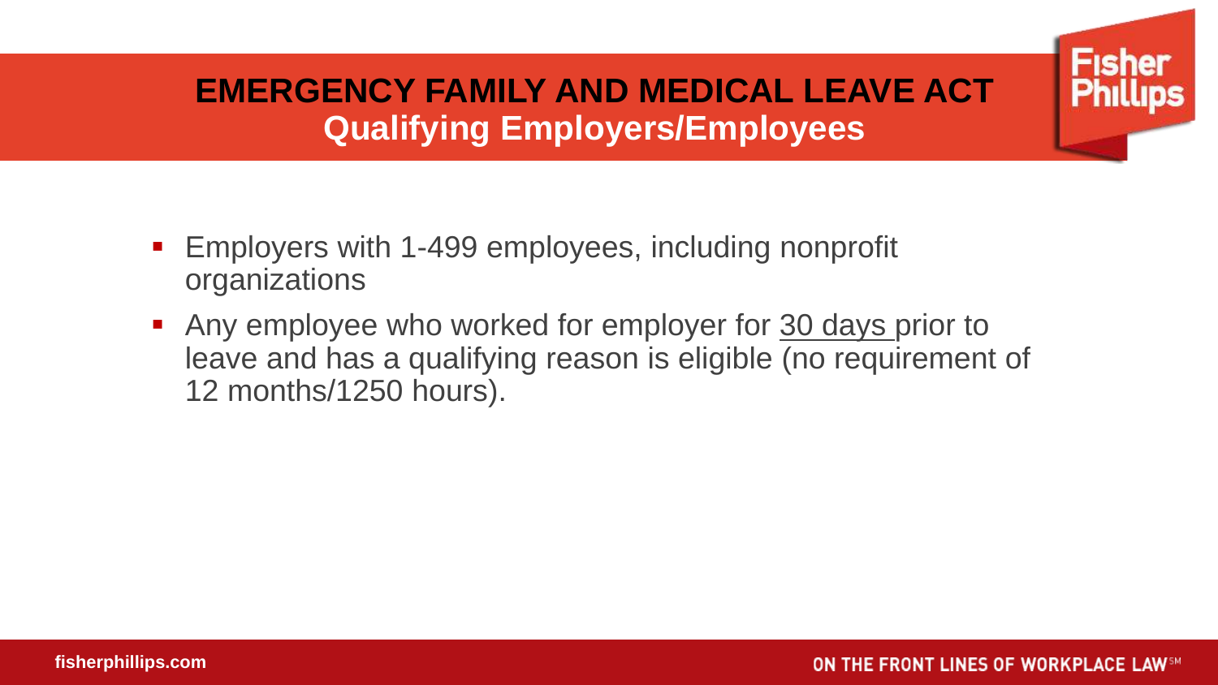# EMERGENCY FAMILY AND MEDICAL LEAVE ACT
## Qualifying Employers/Employees

- Employers with 1-499 employees, including nonprofit organizations
- Any employee who worked for employer for 30 days prior to leave and has a qualifying reason is eligible (no requirement of 12 months/1250 hours).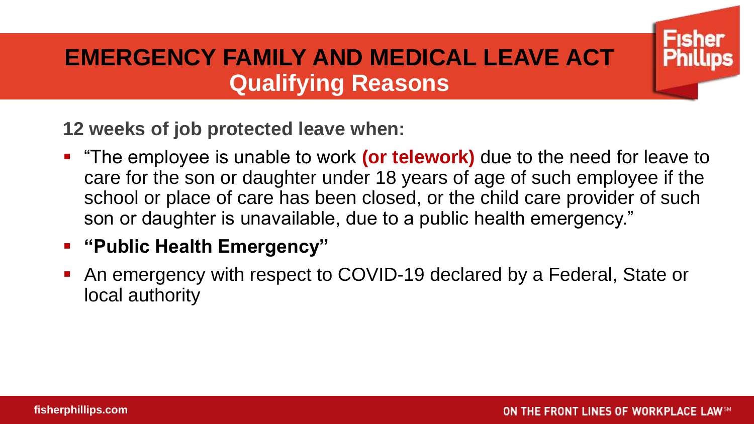# EMERGENCY FAMILY AND MEDICAL LEAVE ACT
## Qualifying Reasons

**12 weeks of job protected leave when:**

- "The employee is unable to work **(or telework)** due to the need for leave to care for the son or daughter under 18 years of age of such employee if the school or place of care has been closed, or the child care provider of such son or daughter is unavailable, due to a public health emergency."
- **"Public Health Emergency"**
- An emergency with respect to COVID-19 declared by a Federal, State or local authority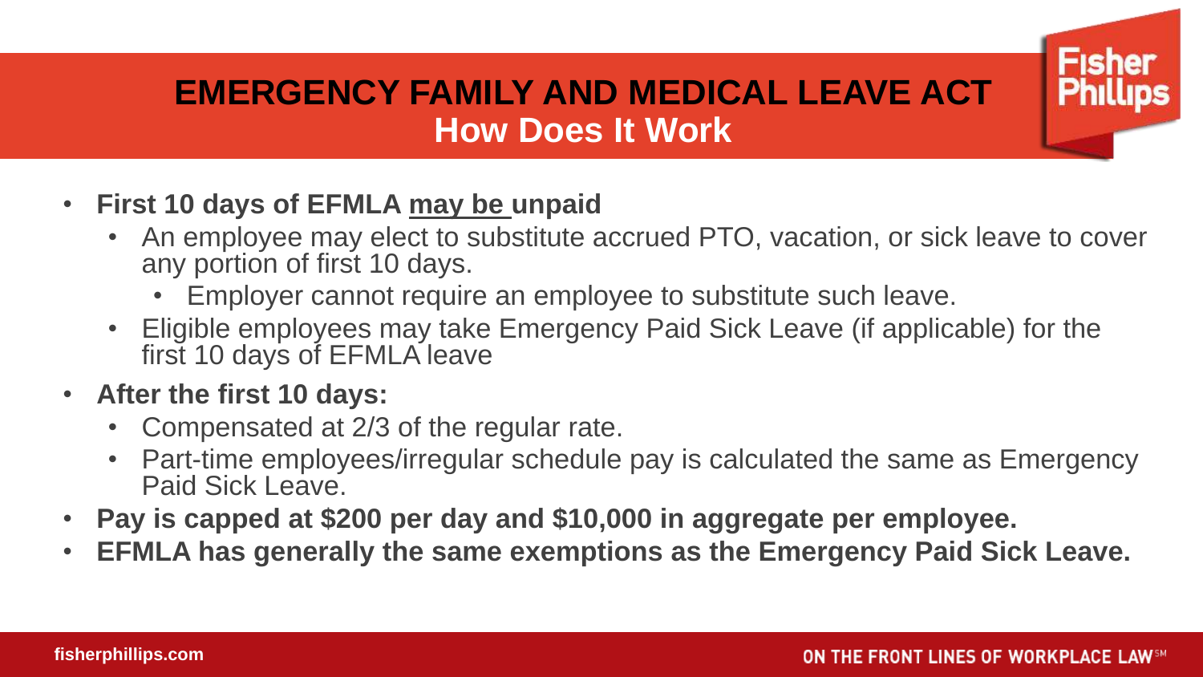# EMERGENCY FAMILY AND MEDICAL LEAVE ACT
## How Does It Work

- **First 10 days of EFMLA <u>may be</u> unpaid**
  - An employee may elect to substitute accrued PTO, vacation, or sick leave to cover any portion of first 10 days.
    - Employer cannot require an employee to substitute such leave.
  - Eligible employees may take Emergency Paid Sick Leave (if applicable) for the first 10 days of EFMLA leave
- **After the first 10 days:**
  - Compensated at 2/3 of the regular rate.
  - Part-time employees/irregular schedule pay is calculated the same as Emergency Paid Sick Leave.
- **Pay is capped at $200 per day and $10,000 in aggregate per employee.**
- **EFMLA has generally the same exemptions as the Emergency Paid Sick Leave.**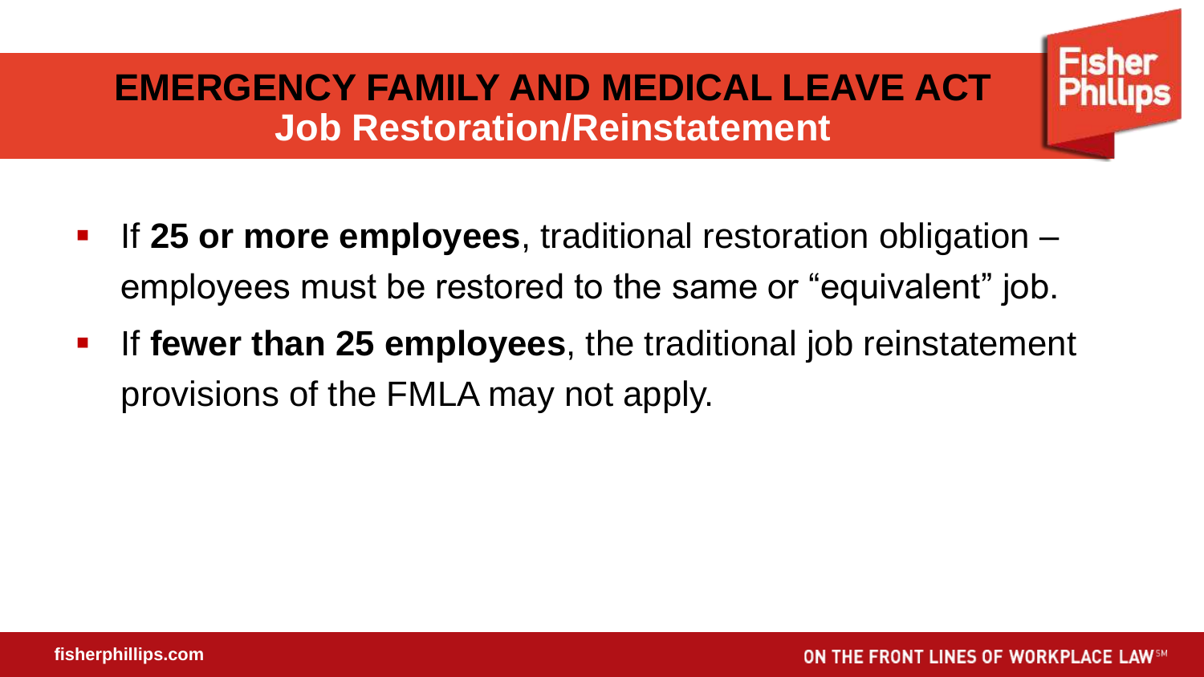# EMERGENCY FAMILY AND MEDICAL LEAVE ACT
## Job Restoration/Reinstatement

- If **25 or more employees**, traditional restoration obligation – employees must be restored to the same or "equivalent" job.
- If **fewer than 25 employees**, the traditional job reinstatement provisions of the FMLA may not apply.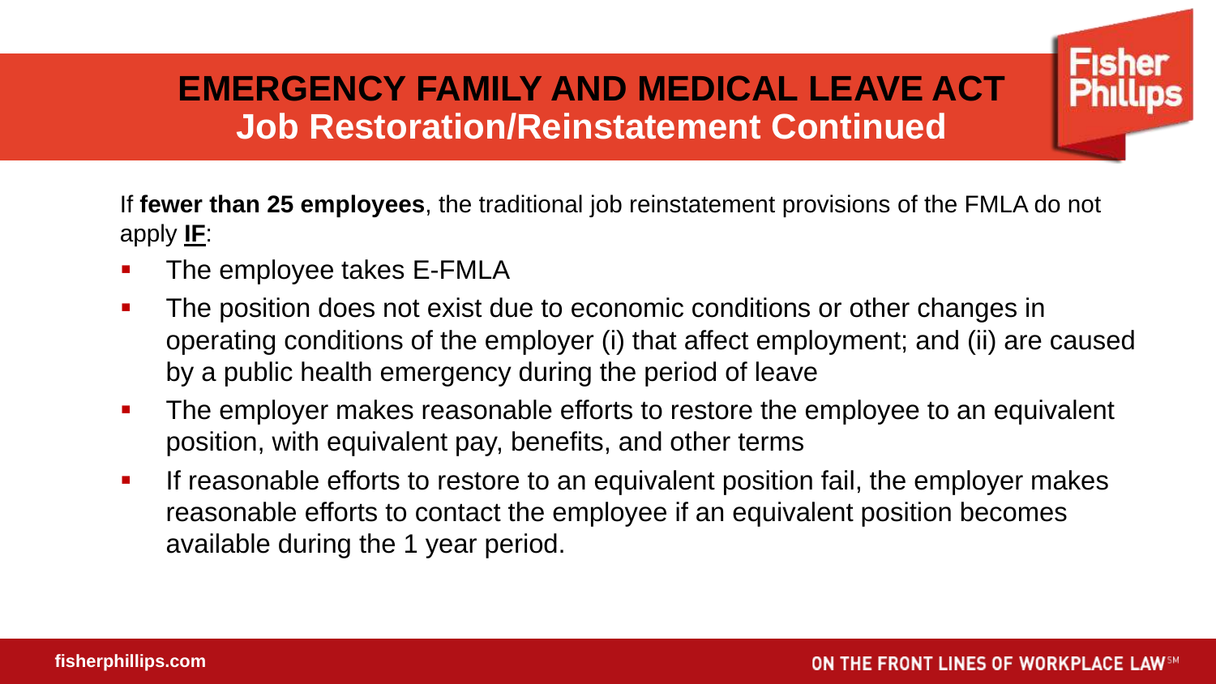# EMERGENCY FAMILY AND MEDICAL LEAVE ACT

## Job Restoration/Reinstatement Continued

If **fewer than 25 employees**, the traditional job reinstatement provisions of the FMLA do not apply **IF**:

- The employee takes E-FMLA
- The position does not exist due to economic conditions or other changes in operating conditions of the employer (i) that affect employment; and (ii) are caused by a public health emergency during the period of leave
- The employer makes reasonable efforts to restore the employee to an equivalent position, with equivalent pay, benefits, and other terms
- If reasonable efforts to restore to an equivalent position fail, the employer makes reasonable efforts to contact the employee if an equivalent position becomes available during the 1 year period.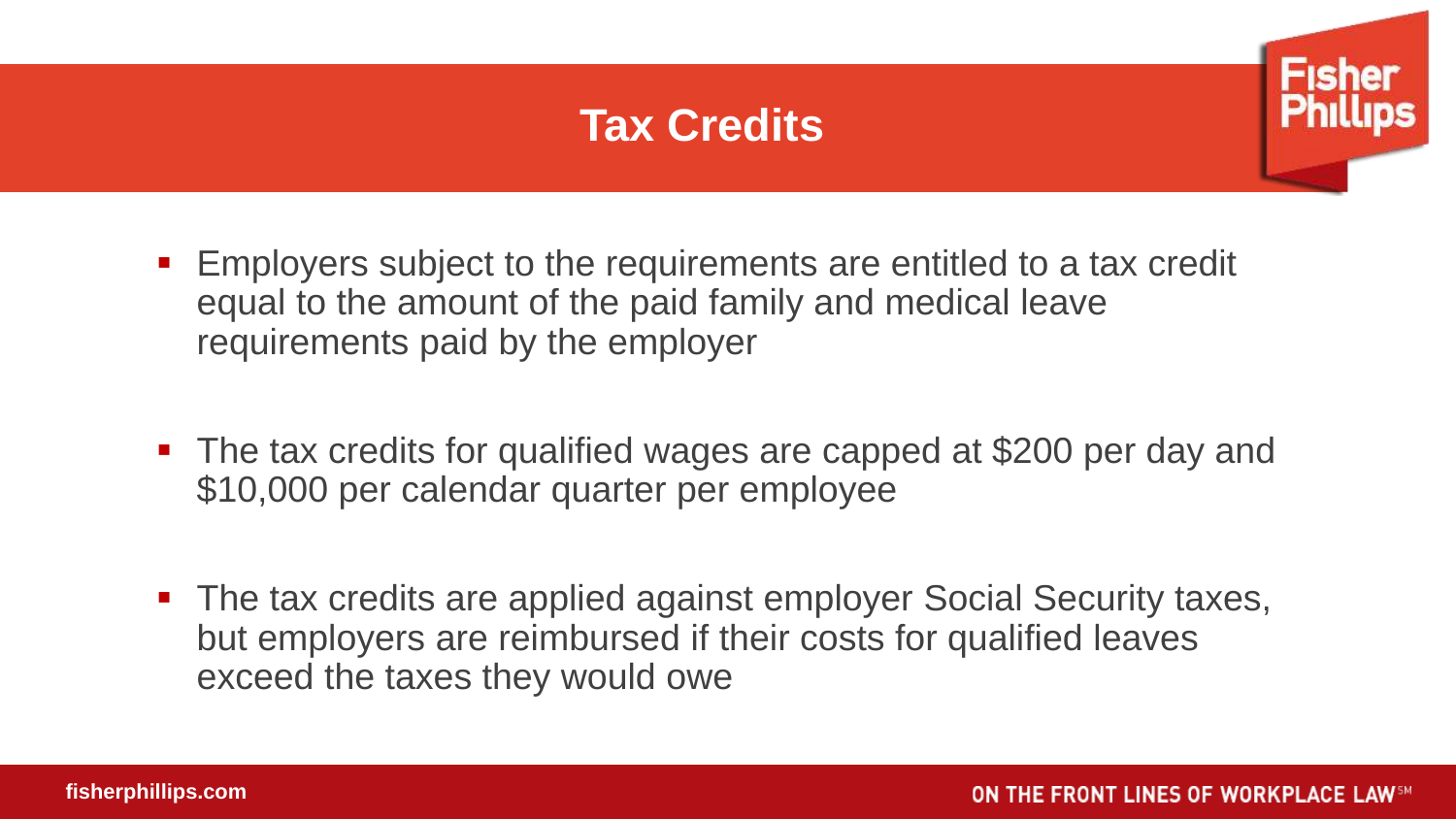# Tax Credits

- Employers subject to the requirements are entitled to a tax credit equal to the amount of the paid family and medical leave requirements paid by the employer

- The tax credits for qualified wages are capped at $200 per day and $10,000 per calendar quarter per employee

- The tax credits are applied against employer Social Security taxes, but employers are reimbursed if their costs for qualified leaves exceed the taxes they would owe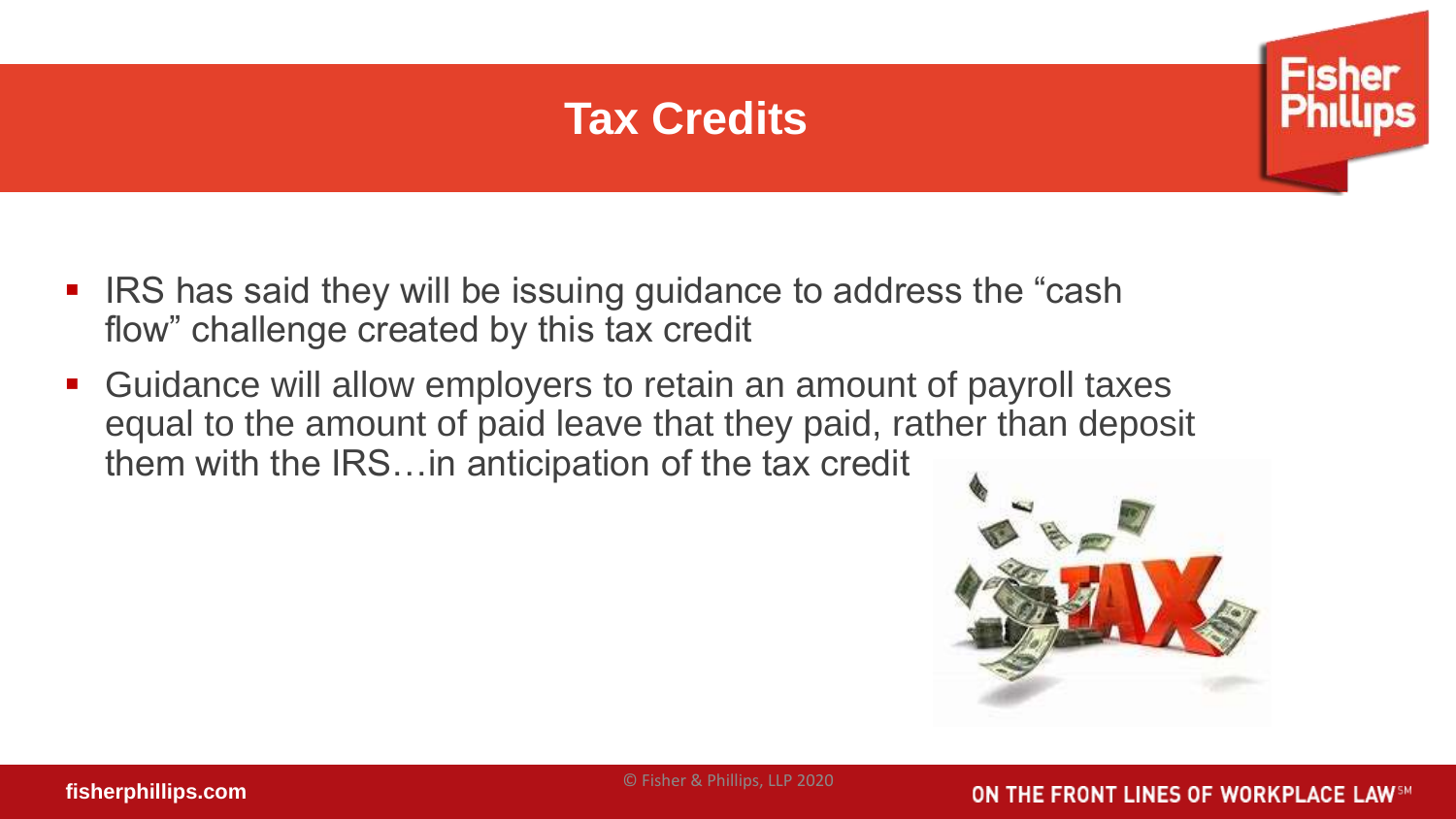# Tax Credits

- IRS has said they will be issuing guidance to address the "cash flow" challenge created by this tax credit
- Guidance will allow employers to retain an amount of payroll taxes equal to the amount of paid leave that they paid, rather than deposit them with the IRS…in anticipation of the tax credit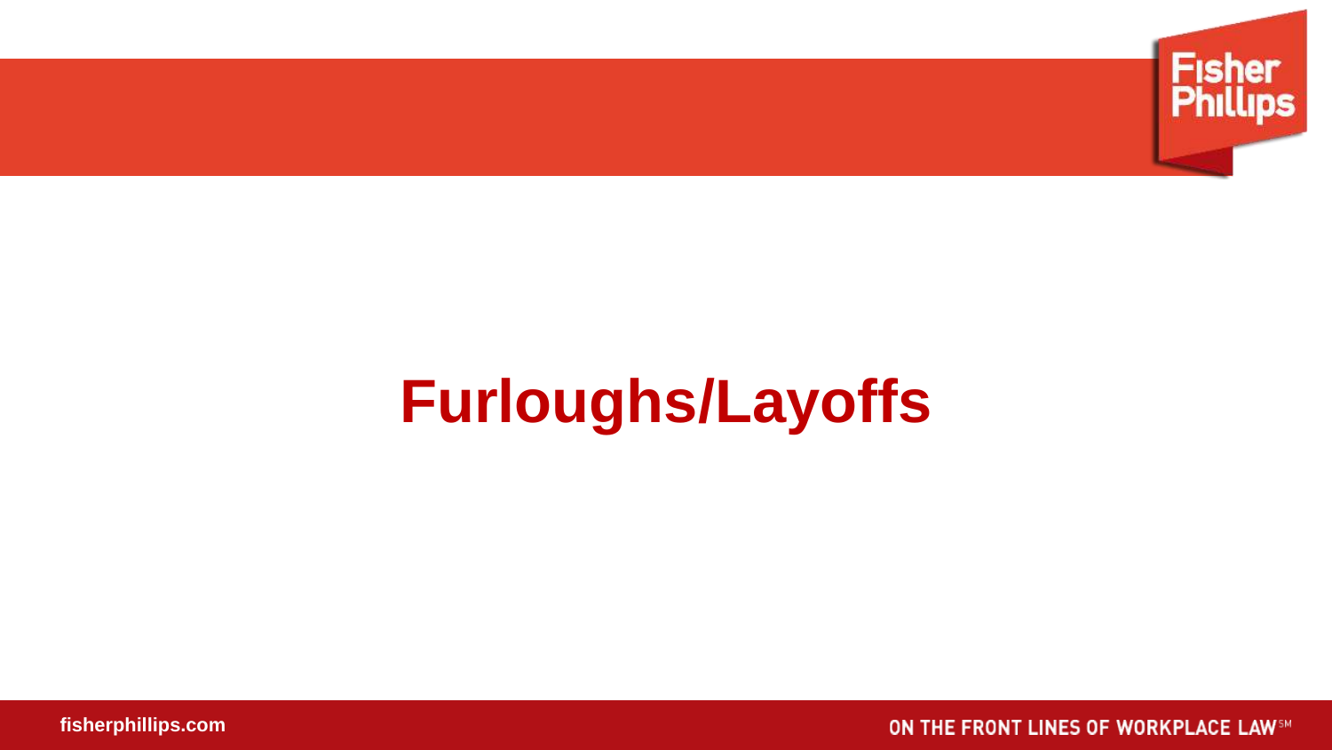# Furloughs/Layoffs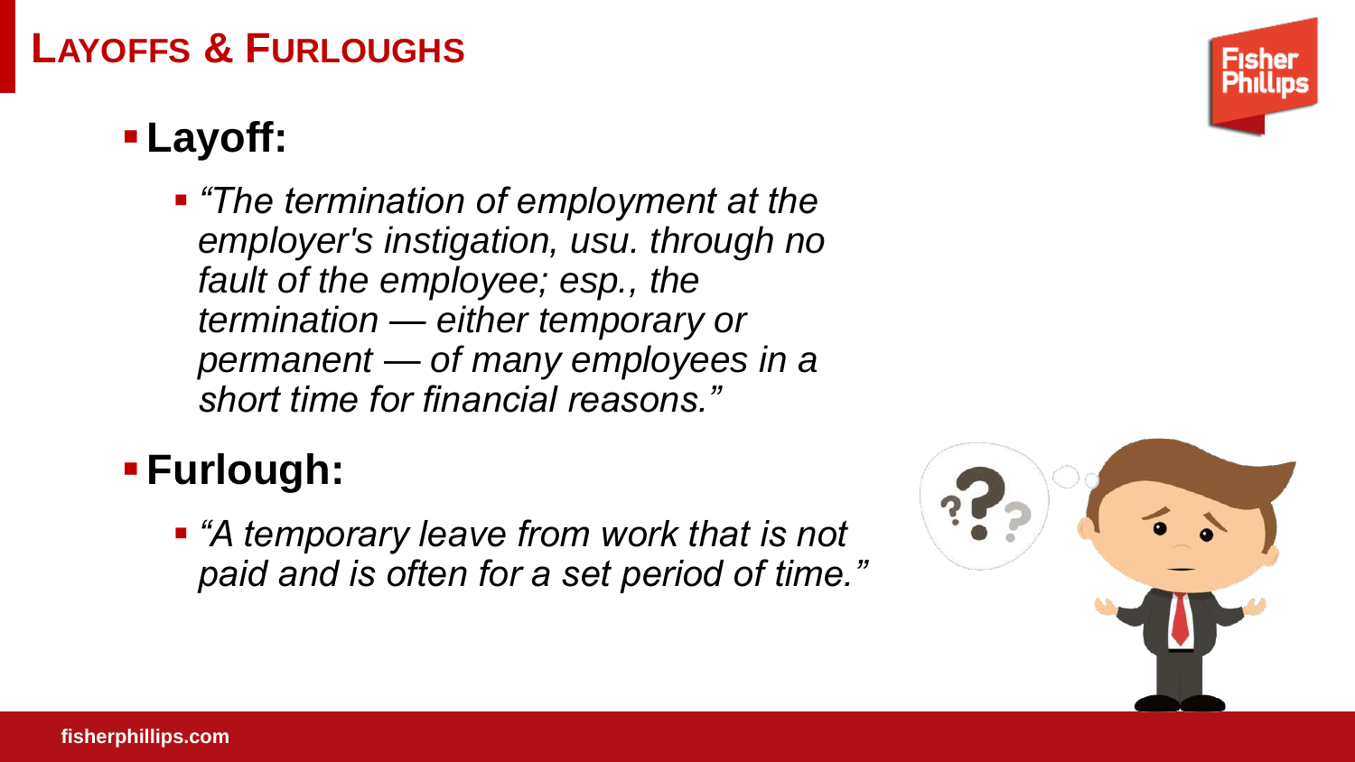# Layoffs & Furloughs

- **Layoff:**
  - *"The termination of employment at the employer's instigation, usu. through no fault of the employee; esp., the termination — either temporary or permanent — of many employees in a short time for financial reasons."*
- **Furlough:**
  - *"A temporary leave from work that is not paid and is often for a set period of time."*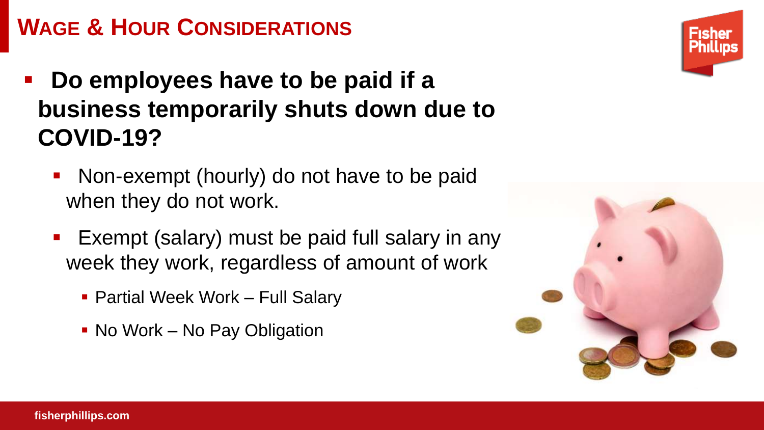## WAGE & HOUR CONSIDERATIONS

- **Do employees have to be paid if a business temporarily shuts down due to COVID-19?**
  - Non-exempt (hourly) do not have to be paid when they do not work.
  - Exempt (salary) must be paid full salary in any week they work, regardless of amount of work
    - Partial Week Work – Full Salary
    - No Work – No Pay Obligation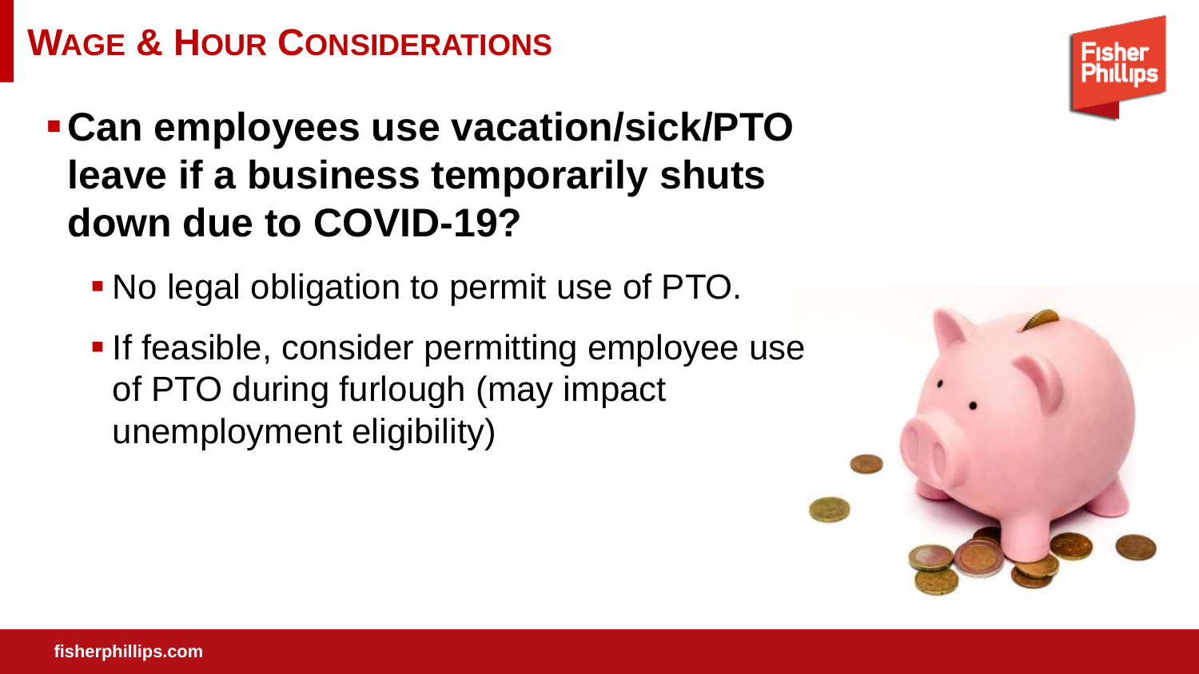# WAGE & HOUR CONSIDERATIONS

- **Can employees use vacation/sick/PTO leave if a business temporarily shuts down due to COVID-19?**
  - No legal obligation to permit use of PTO.
  - If feasible, consider permitting employee use of PTO during furlough (may impact unemployment eligibility)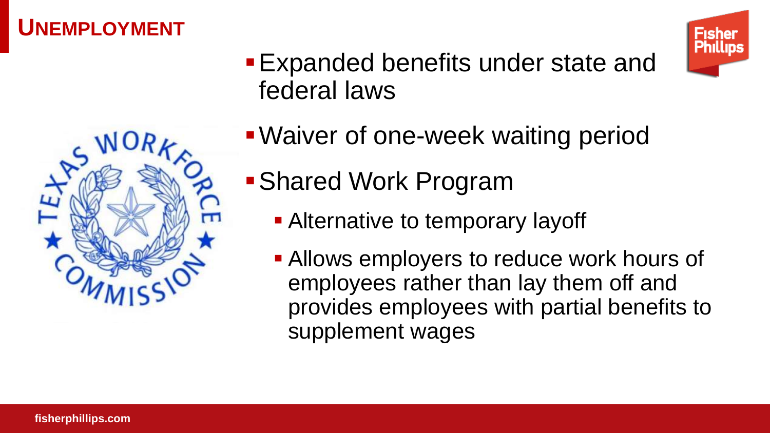# UNEMPLOYMENT

- Expanded benefits under state and federal laws
- Waiver of one-week waiting period
- Shared Work Program
  - Alternative to temporary layoff
  - Allows employers to reduce work hours of employees rather than lay them off and provides employees with partial benefits to supplement wages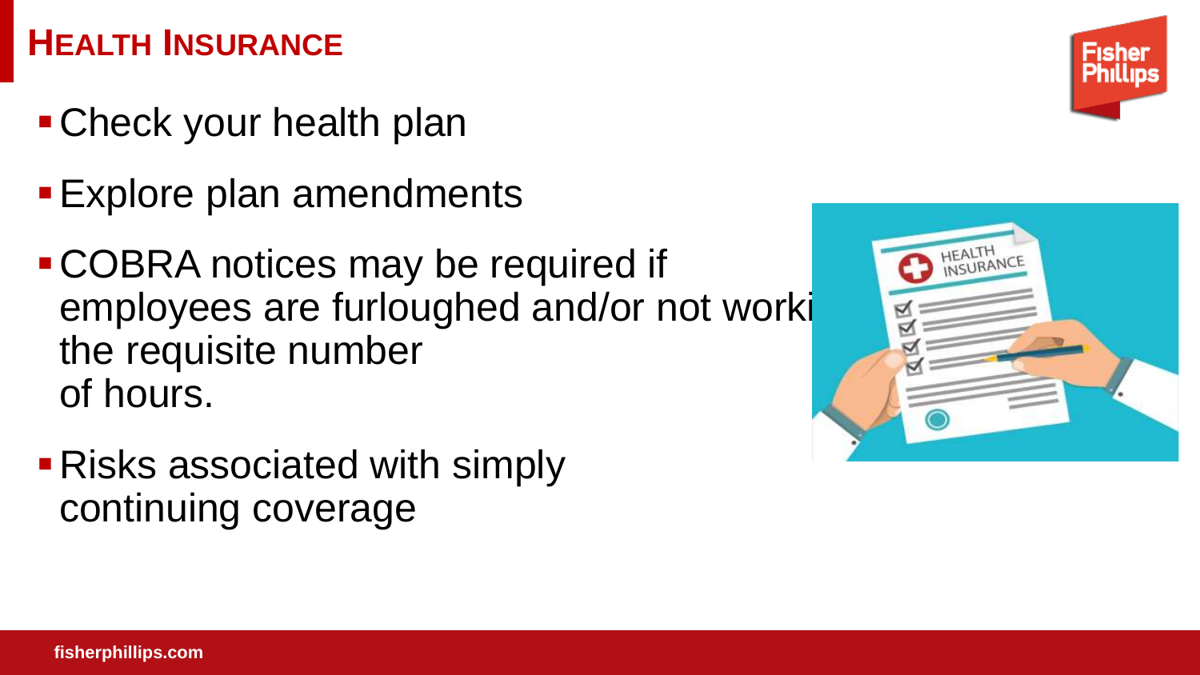## HEALTH INSURANCE

- Check your health plan
- Explore plan amendments
- COBRA notices may be required if employees are furloughed and/or not worki the requisite number of hours.
- Risks associated with simply continuing coverage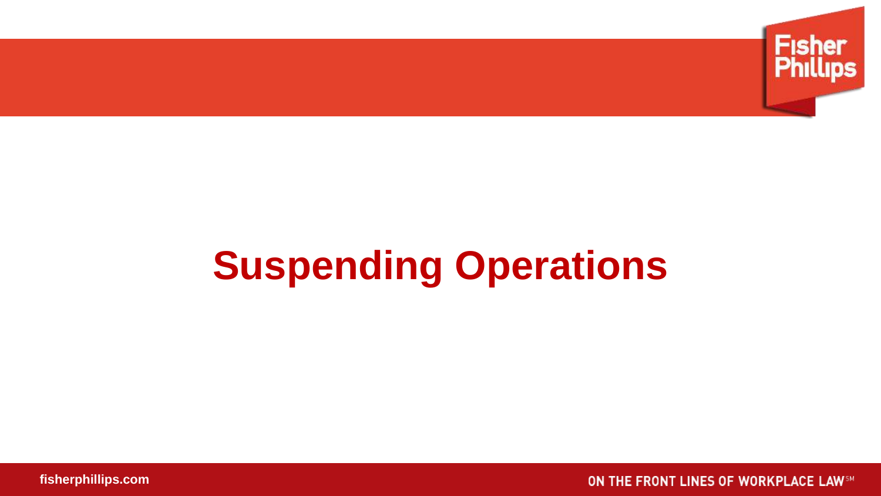# Suspending Operations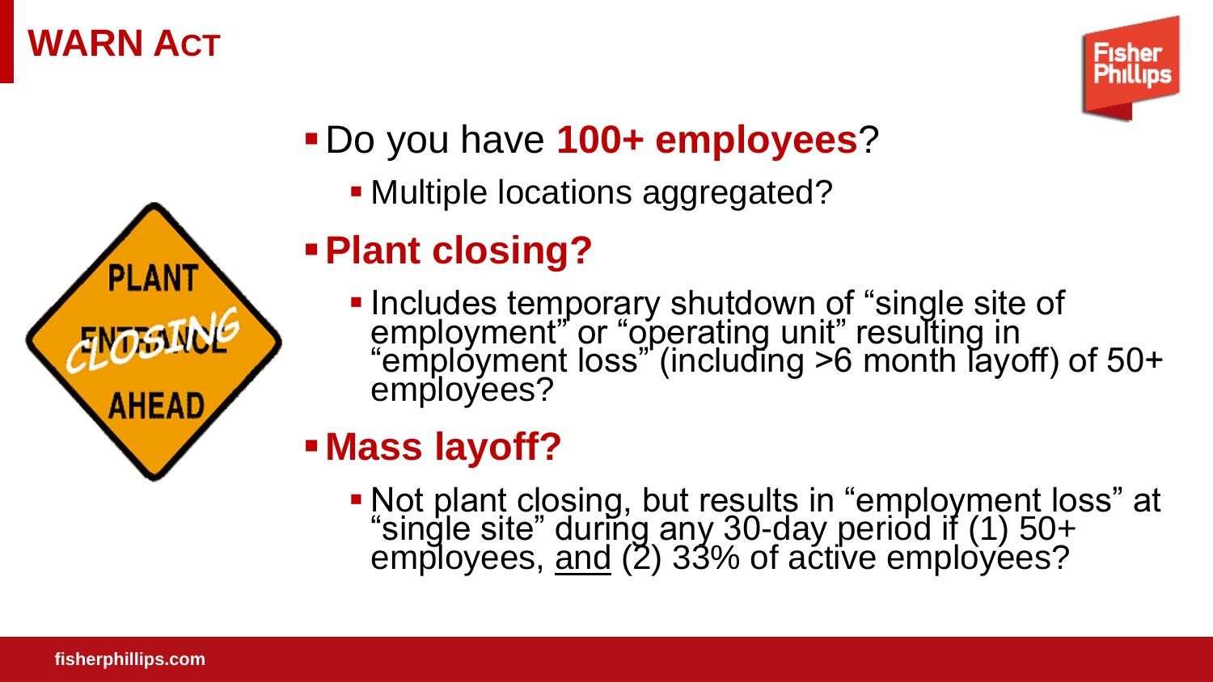# WARN Act

- Do you have **100+ employees**?
  - Multiple locations aggregated?
- **Plant closing?**
  - Includes temporary shutdown of "single site of employment" or "operating unit" resulting in "employment loss" (including >6 month layoff) of 50+ employees?
- **Mass layoff?**
  - Not plant closing, but results in "employment loss" at "single site" during any 30-day period if (1) 50+ employees, and (2) 33% of active employees?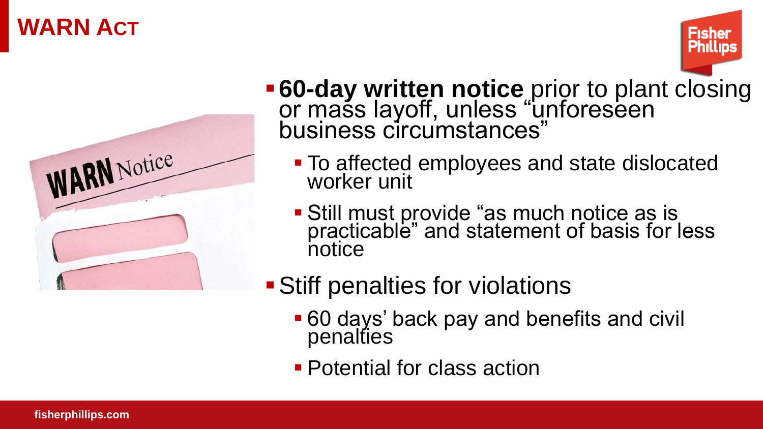# WARN Act

- **60-day written notice** prior to plant closing or mass layoff, unless "unforeseen business circumstances"
  - To affected employees and state dislocated worker unit
  - Still must provide "as much notice as is practicable" and statement of basis for less notice
- Stiff penalties for violations
  - 60 days' back pay and benefits and civil penalties
  - Potential for class action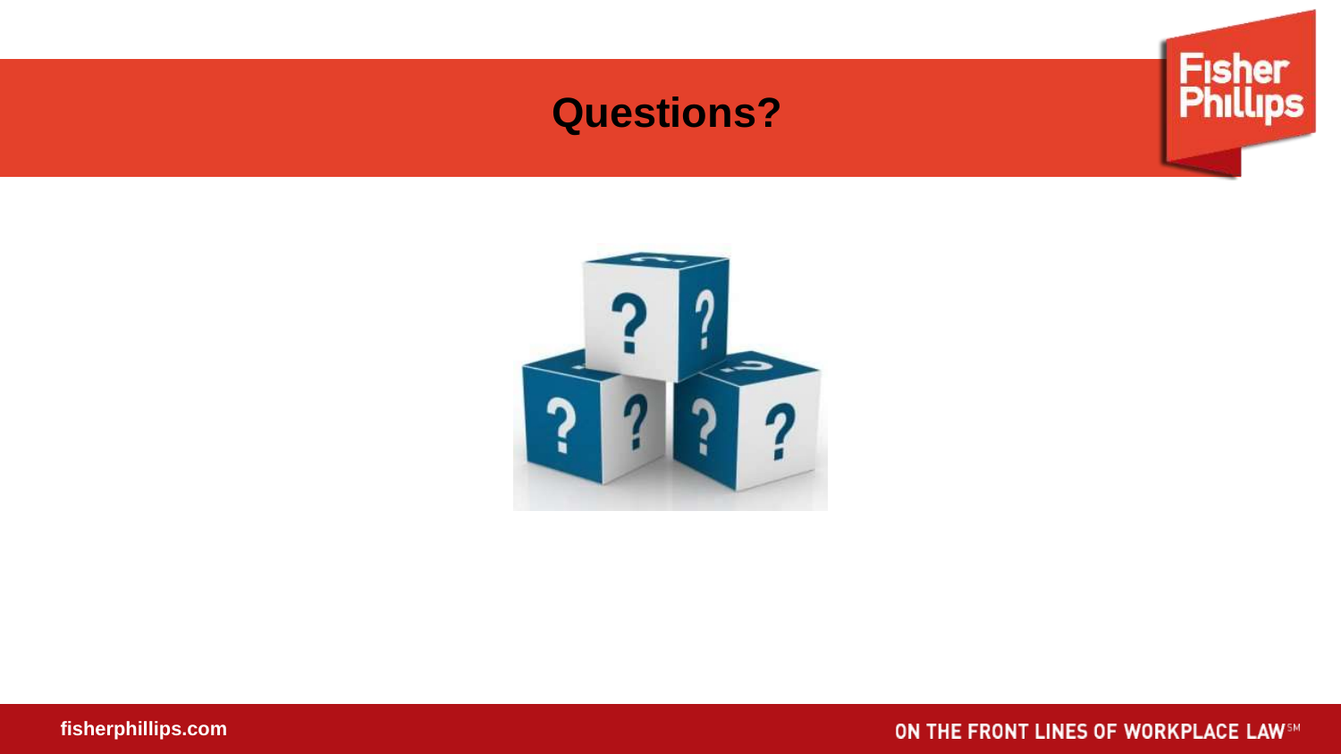# Questions?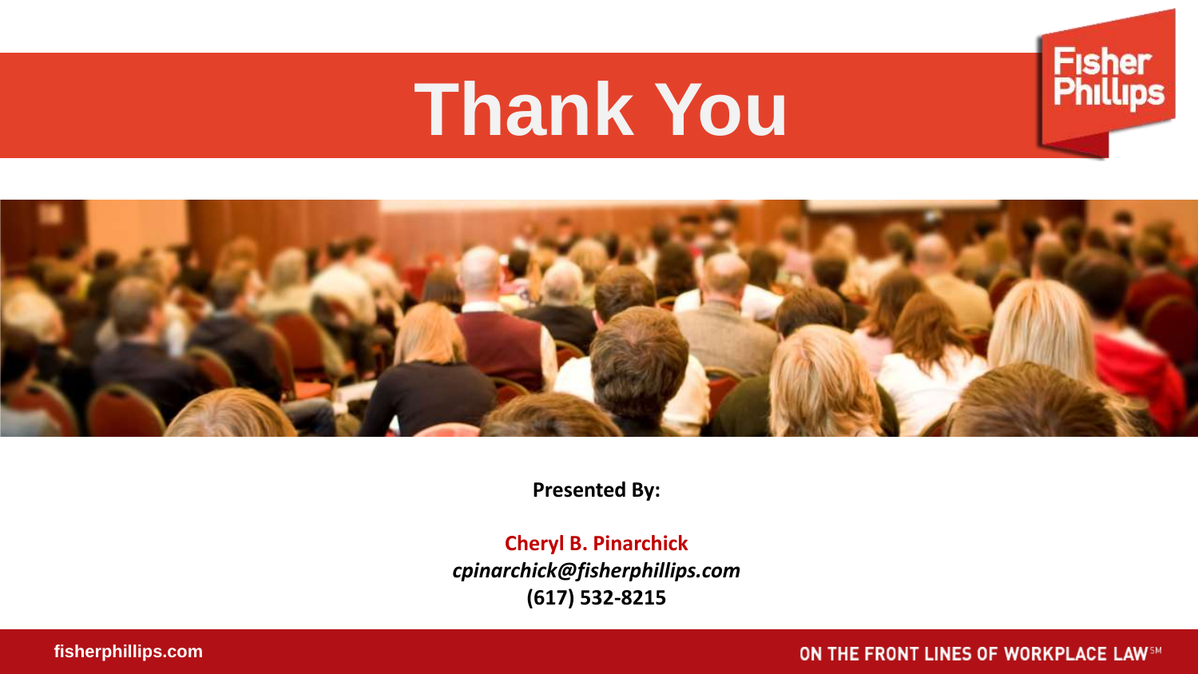# Thank You

**Presented By:**

**Cheryl B. Pinarchick**
***cpinarchick@fisherphillips.com***
**(617) 532-8215**